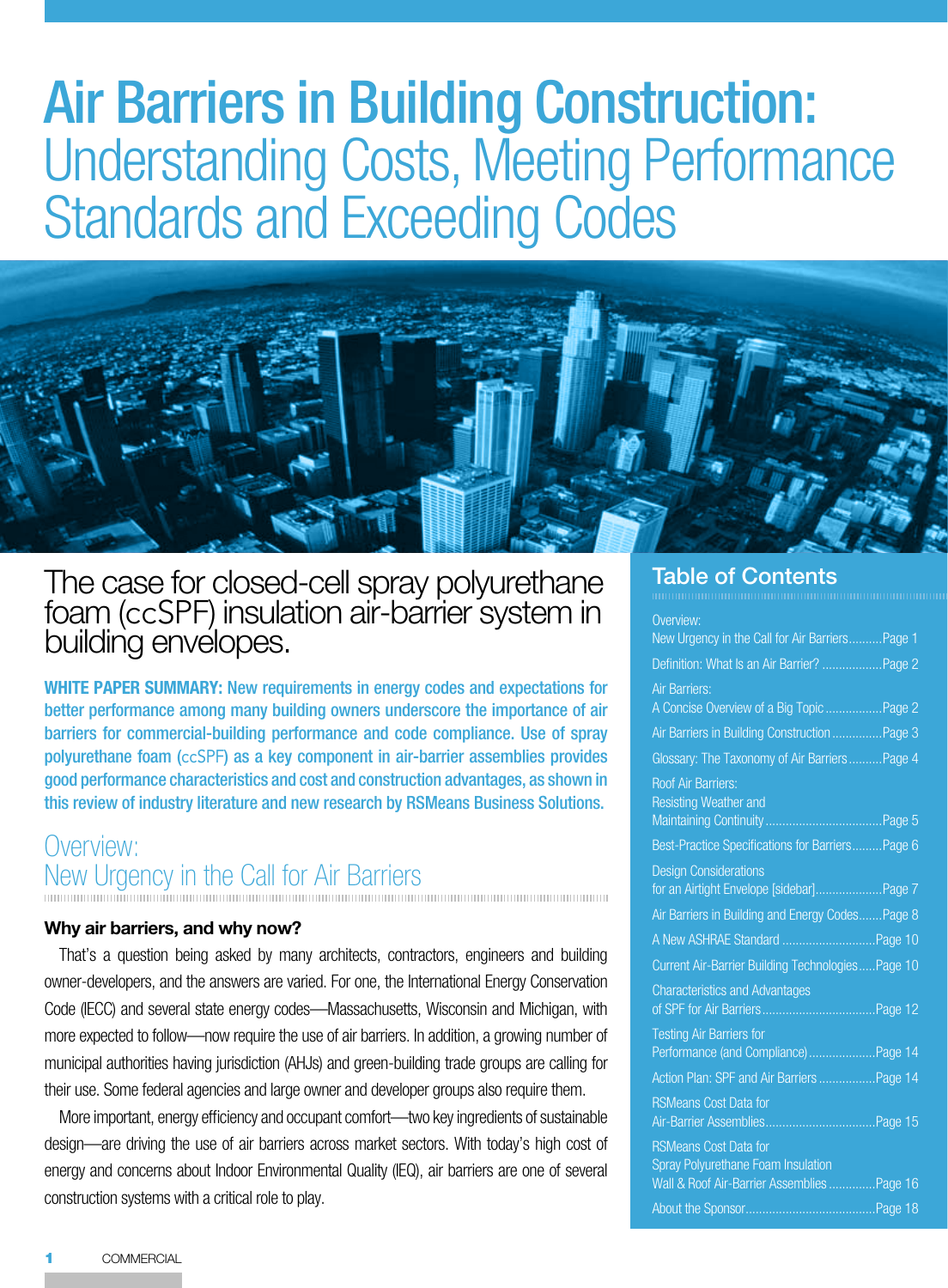# Air Barriers in Building Construction: Understanding Costs, Meeting Performance Standards and Exceeding Codes

## The case for closed-cell spray polyurethane foam (ccSPF) insulation air-barrier system in building envelopes.

**WHITE PAPER SUMMARY: New requirements in energy codes and expectations for better performance among many building owners underscore the importance of air barriers for commercial-building performance and code compliance. Use of spray polyurethane foam (ccSPF) as a key component in air-barrier assemblies provides good performance characteristics and cost and construction advantages, as shown in this review of industry literature and new research by RSMeans Business Solutions.**

## Overview: New Urgency in the Call for Air Barriers

### Why air barriers, and why now?

That's a question being asked by many architects, contractors, engineers and building owner-developers, and the answers are varied. For one, the International Energy Conservation Code (IECC) and several state energy codes—Massachusetts, Wisconsin and Michigan, with more expected to follow—now require the use of air barriers. In addition, a growing number of municipal authorities having jurisdiction (AHJs) and green-building trade groups are calling for their use. Some federal agencies and large owner and developer groups also require them.

More important, energy efficiency and occupant comfort—two key ingredients of sustainable design—are driving the use of air barriers across market sectors. With today's high cost of energy and concerns about Indoor Environmental Quality (IEQ), air barriers are one of several construction systems with a critical role to play.

## Table of Contents

- Overview: New Urgency in the Call for Air Barriers .......... Page 1
- Definition: What Is an Air Barrier? .......... Page 2
- Air Barriers: A Concise Overview of a Big Topic .......... Page 2
- Air Barriers in Building Construction .......... Page 3
- Glossary: The Taxonomy of Air Barriers .......... Page 4
- Roof Air Barriers: Resisting Weather and Maintaining Continuity .......... Page 5
- Best-Practice Specifications for Barriers .......... Page 6
- Design Considerations for an Airtight Envelope [sidebar] .......... Page 7
- Air Barriers in Building and Energy Codes .......... Page 8
- A New ASHRAE Standard .......... Page 10
- Current Air-Barrier Building Technologies .......... Page 10
- Characteristics and Advantages of SPF for Air Barriers .......... Page 12
- Testing Air Barriers for Performance (and Compliance) .......... Page 14
- Action Plan: SPF and Air Barriers .......... Page 14
- RSMeans Cost Data for Air-Barrier Assemblies .......... Page 15
- RSMeans Cost Data for Spray Polyurethane Foam Insulation Wall & Roof Air-Barrier Assemblies .......... Page 16
- About the Sponsor .......... Page 18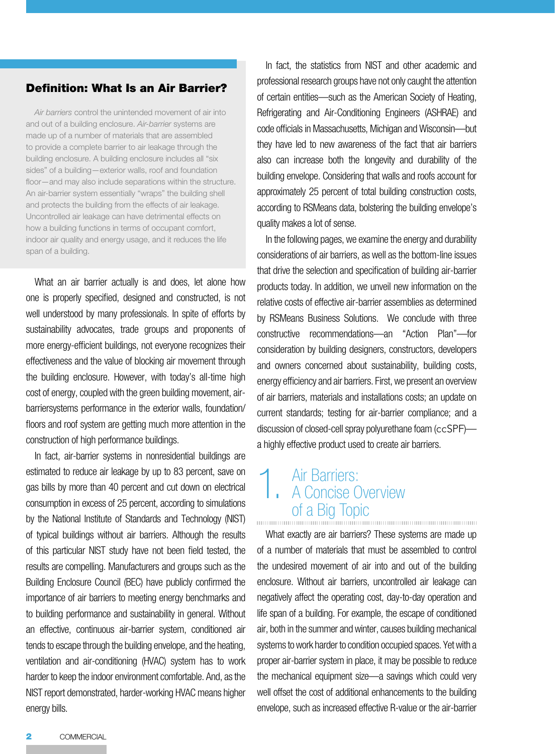## Definition: What Is an Air Barrier?

*Air barriers* control the unintended movement of air into and out of a building enclosure. *Air-barrier* systems are made up of a number of materials that are assembled to provide a complete barrier to air leakage through the building enclosure. A building enclosure includes all "six sides" of a building—exterior walls, roof and foundation floor—and may also include separations within the structure. An air-barrier system essentially "wraps" the building shell and protects the building from the effects of air leakage. Uncontrolled air leakage can have detrimental effects on how a building functions in terms of occupant comfort, indoor air quality and energy usage, and it reduces the life span of a building.

What an air barrier actually is and does, let alone how one is properly specified, designed and constructed, is not well understood by many professionals. In spite of efforts by sustainability advocates, trade groups and proponents of more energy-efficient buildings, not everyone recognizes their effectiveness and the value of blocking air movement through the building enclosure. However, with today's all-time high cost of energy, coupled with the green building movement, air-barriersystems performance in the exterior walls, foundation/floors and roof system are getting much more attention in the construction of high performance buildings.

In fact, air-barrier systems in nonresidential buildings are estimated to reduce air leakage by up to 83 percent, save on gas bills by more than 40 percent and cut down on electrical consumption in excess of 25 percent, according to simulations by the National Institute of Standards and Technology (NIST) of typical buildings without air barriers. Although the results of this particular NIST study have not been field tested, the results are compelling. Manufacturers and groups such as the Building Enclosure Council (BEC) have publicly confirmed the importance of air barriers to meeting energy benchmarks and to building performance and sustainability in general. Without an effective, continuous air-barrier system, conditioned air tends to escape through the building envelope, and the heating, ventilation and air-conditioning (HVAC) system has to work harder to keep the indoor environment comfortable. And, as the NIST report demonstrated, harder-working HVAC means higher energy bills.

In fact, the statistics from NIST and other academic and professional research groups have not only caught the attention of certain entities—such as the American Society of Heating, Refrigerating and Air-Conditioning Engineers (ASHRAE) and code officials in Massachusetts, Michigan and Wisconsin—but they have led to new awareness of the fact that air barriers also can increase both the longevity and durability of the building envelope. Considering that walls and roofs account for approximately 25 percent of total building construction costs, according to RSMeans data, bolstering the building envelope's quality makes a lot of sense.

In the following pages, we examine the energy and durability considerations of air barriers, as well as the bottom-line issues that drive the selection and specification of building air-barrier products today. In addition, we unveil new information on the relative costs of effective air-barrier assemblies as determined by RSMeans Business Solutions. We conclude with three constructive recommendations—an "Action Plan"—for consideration by building designers, constructors, developers and owners concerned about sustainability, building costs, energy efficiency and air barriers. First, we present an overview of air barriers, materials and installations costs; an update on current standards; testing for air-barrier compliance; and a discussion of closed-cell spray polyurethane foam (ccSPF)—a highly effective product used to create air barriers.

## 1. Air Barriers: A Concise Overview of a Big Topic

What exactly are air barriers? These systems are made up of a number of materials that must be assembled to control the undesired movement of air into and out of the building enclosure. Without air barriers, uncontrolled air leakage can negatively affect the operating cost, day-to-day operation and life span of a building. For example, the escape of conditioned air, both in the summer and winter, causes building mechanical systems to work harder to condition occupied spaces. Yet with a proper air-barrier system in place, it may be possible to reduce the mechanical equipment size—a savings which could very well offset the cost of additional enhancements to the building envelope, such as increased effective R-value or the air-barrier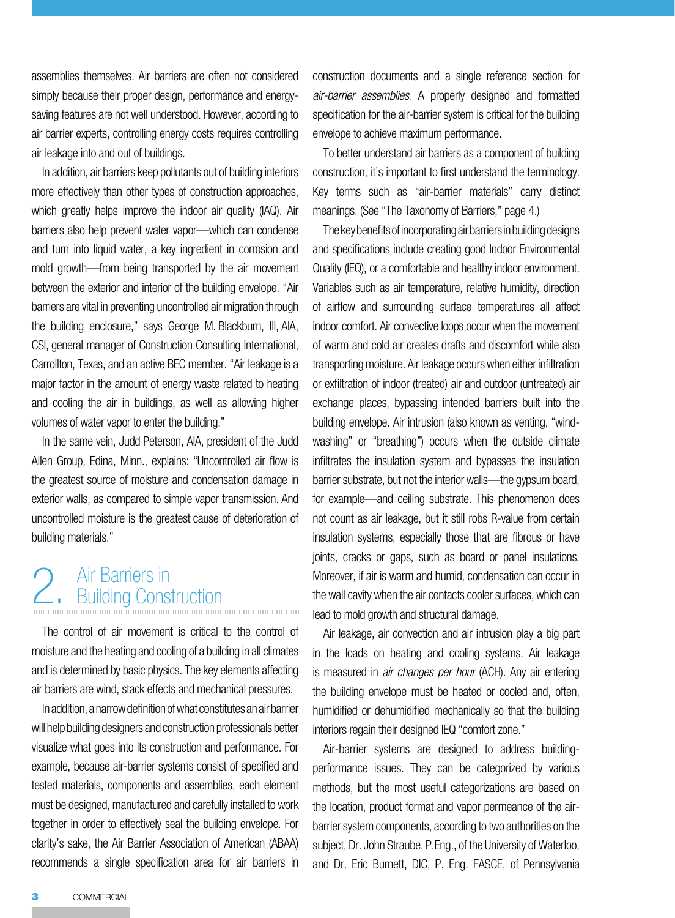assemblies themselves. Air barriers are often not considered simply because their proper design, performance and energy-saving features are not well understood. However, according to air barrier experts, controlling energy costs requires controlling air leakage into and out of buildings.

In addition, air barriers keep pollutants out of building interiors more effectively than other types of construction approaches, which greatly helps improve the indoor air quality (IAQ). Air barriers also help prevent water vapor—which can condense and turn into liquid water, a key ingredient in corrosion and mold growth—from being transported by the air movement between the exterior and interior of the building envelope. "Air barriers are vital in preventing uncontrolled air migration through the building enclosure," says George M. Blackburn, III, AIA, CSI, general manager of Construction Consulting International, Carrollton, Texas, and an active BEC member. "Air leakage is a major factor in the amount of energy waste related to heating and cooling the air in buildings, as well as allowing higher volumes of water vapor to enter the building."

In the same vein, Judd Peterson, AIA, president of the Judd Allen Group, Edina, Minn., explains: "Uncontrolled air flow is the greatest source of moisture and condensation damage in exterior walls, as compared to simple vapor transmission. And uncontrolled moisture is the greatest cause of deterioration of building materials."

## 2. Air Barriers in Building Construction

The control of air movement is critical to the control of moisture and the heating and cooling of a building in all climates and is determined by basic physics. The key elements affecting air barriers are wind, stack effects and mechanical pressures.

In addition, a narrow definition of what constitutes an air barrier will help building designers and construction professionals better visualize what goes into its construction and performance. For example, because air-barrier systems consist of specified and tested materials, components and assemblies, each element must be designed, manufactured and carefully installed to work together in order to effectively seal the building envelope. For clarity's sake, the Air Barrier Association of American (ABAA) recommends a single specification area for air barriers in construction documents and a single reference section for *air-barrier assemblies*. A properly designed and formatted specification for the air-barrier system is critical for the building envelope to achieve maximum performance.

To better understand air barriers as a component of building construction, it's important to first understand the terminology. Key terms such as "air-barrier materials" carry distinct meanings. (See "The Taxonomy of Barriers," page 4.)

The key benefits of incorporating air barriers in building designs and specifications include creating good Indoor Environmental Quality (IEQ), or a comfortable and healthy indoor environment. Variables such as air temperature, relative humidity, direction of airflow and surrounding surface temperatures all affect indoor comfort. Air convective loops occur when the movement of warm and cold air creates drafts and discomfort while also transporting moisture. Air leakage occurs when either infiltration or exfiltration of indoor (treated) air and outdoor (untreated) air exchange places, bypassing intended barriers built into the building envelope. Air intrusion (also known as venting, "wind-washing" or "breathing") occurs when the outside climate infiltrates the insulation system and bypasses the insulation barrier substrate, but not the interior walls—the gypsum board, for example—and ceiling substrate. This phenomenon does not count as air leakage, but it still robs R-value from certain insulation systems, especially those that are fibrous or have joints, cracks or gaps, such as board or panel insulations. Moreover, if air is warm and humid, condensation can occur in the wall cavity when the air contacts cooler surfaces, which can lead to mold growth and structural damage.

Air leakage, air convection and air intrusion play a big part in the loads on heating and cooling systems. Air leakage is measured in *air changes per hour* (ACH). Any air entering the building envelope must be heated or cooled and, often, humidified or dehumidified mechanically so that the building interiors regain their designed IEQ "comfort zone."

Air-barrier systems are designed to address building-performance issues. They can be categorized by various methods, but the most useful categorizations are based on the location, product format and vapor permeance of the air-barrier system components, according to two authorities on the subject, Dr. John Straube, P.Eng., of the University of Waterloo, and Dr. Eric Burnett, DIC, P. Eng. FASCE, of Pennsylvania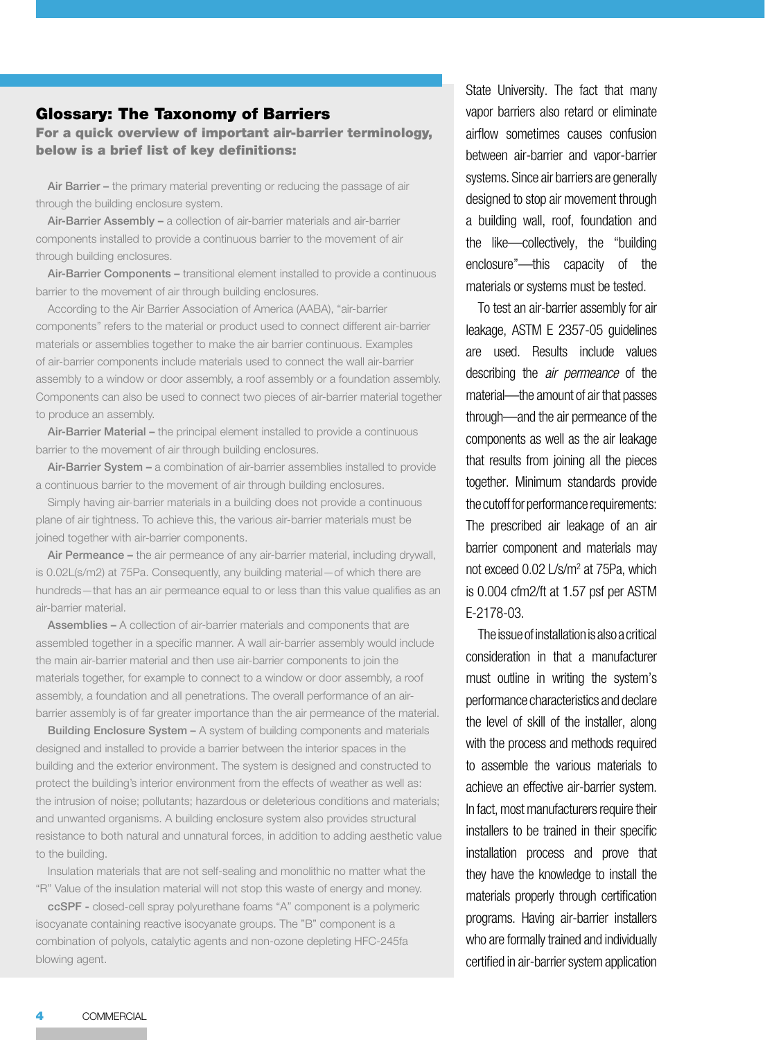## Glossary: The Taxonomy of Barriers

**For a quick overview of important air-barrier terminology, below is a brief list of key definitions:**

**Air Barrier –** the primary material preventing or reducing the passage of air through the building enclosure system.

**Air-Barrier Assembly –** a collection of air-barrier materials and air-barrier components installed to provide a continuous barrier to the movement of air through building enclosures.

**Air-Barrier Components –** transitional element installed to provide a continuous barrier to the movement of air through building enclosures.

According to the Air Barrier Association of America (AABA), "air-barrier components" refers to the material or product used to connect different air-barrier materials or assemblies together to make the air barrier continuous. Examples of air-barrier components include materials used to connect the wall air-barrier assembly to a window or door assembly, a roof assembly or a foundation assembly. Components can also be used to connect two pieces of air-barrier material together to produce an assembly.

**Air-Barrier Material –** the principal element installed to provide a continuous barrier to the movement of air through building enclosures.

**Air-Barrier System –** a combination of air-barrier assemblies installed to provide a continuous barrier to the movement of air through building enclosures.

Simply having air-barrier materials in a building does not provide a continuous plane of air tightness. To achieve this, the various air-barrier materials must be joined together with air-barrier components.

**Air Permeance –** the air permeance of any air-barrier material, including drywall, is 0.02L(s/m2) at 75Pa. Consequently, any building material—of which there are hundreds—that has an air permeance equal to or less than this value qualifies as an air-barrier material.

**Assemblies –** A collection of air-barrier materials and components that are assembled together in a specific manner. A wall air-barrier assembly would include the main air-barrier material and then use air-barrier components to join the materials together, for example to connect to a window or door assembly, a roof assembly, a foundation and all penetrations. The overall performance of an air-barrier assembly is of far greater importance than the air permeance of the material.

**Building Enclosure System –** A system of building components and materials designed and installed to provide a barrier between the interior spaces in the building and the exterior environment. The system is designed and constructed to protect the building's interior environment from the effects of weather as well as: the intrusion of noise; pollutants; hazardous or deleterious conditions and materials; and unwanted organisms. A building enclosure system also provides structural resistance to both natural and unnatural forces, in addition to adding aesthetic value to the building.

Insulation materials that are not self-sealing and monolithic no matter what the "R" Value of the insulation material will not stop this waste of energy and money.

**ccSPF -** closed-cell spray polyurethane foams "A" component is a polymeric isocyanate containing reactive isocyanate groups. The "B" component is a combination of polyols, catalytic agents and non-ozone depleting HFC-245fa blowing agent.

State University. The fact that many vapor barriers also retard or eliminate airflow sometimes causes confusion between air-barrier and vapor-barrier systems. Since air barriers are generally designed to stop air movement through a building wall, roof, foundation and the like—collectively, the "building enclosure"—this capacity of the materials or systems must be tested.

To test an air-barrier assembly for air leakage, ASTM E 2357-05 guidelines are used. Results include values describing the *air permeance* of the material—the amount of air that passes through—and the air permeance of the components as well as the air leakage that results from joining all the pieces together. Minimum standards provide the cutoff for performance requirements: The prescribed air leakage of an air barrier component and materials may not exceed 0.02 L/s/m$^2$ at 75Pa, which is 0.004 cfm2/ft at 1.57 psf per ASTM E-2178-03.

The issue of installation is also a critical consideration in that a manufacturer must outline in writing the system's performance characteristics and declare the level of skill of the installer, along with the process and methods required to assemble the various materials to achieve an effective air-barrier system. In fact, most manufacturers require their installers to be trained in their specific installation process and prove that they have the knowledge to install the materials properly through certification programs. Having air-barrier installers who are formally trained and individually certified in air-barrier system application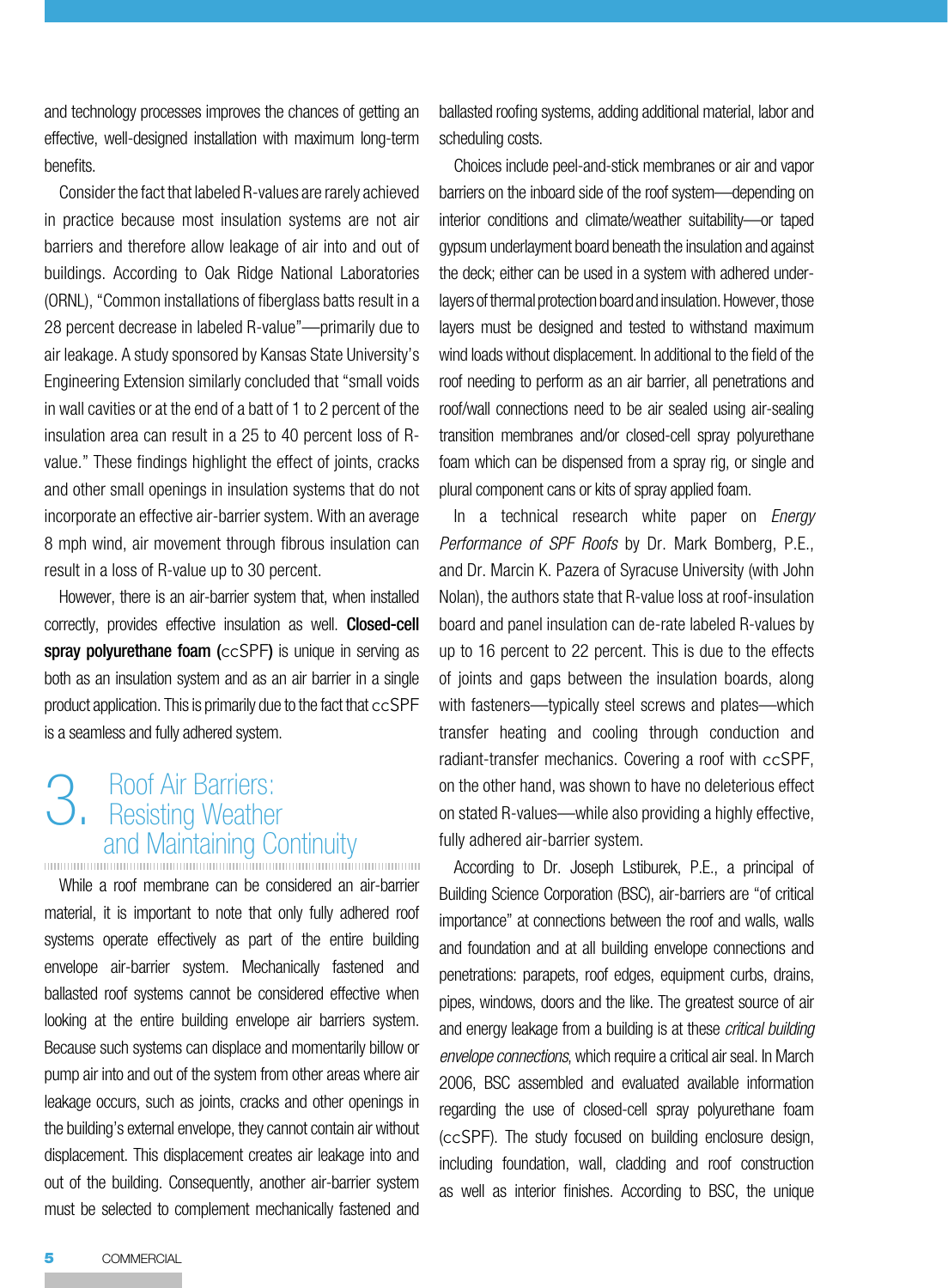and technology processes improves the chances of getting an effective, well-designed installation with maximum long-term benefits.

Consider the fact that labeled R-values are rarely achieved in practice because most insulation systems are not air barriers and therefore allow leakage of air into and out of buildings. According to Oak Ridge National Laboratories (ORNL), "Common installations of fiberglass batts result in a 28 percent decrease in labeled R-value"—primarily due to air leakage. A study sponsored by Kansas State University's Engineering Extension similarly concluded that "small voids in wall cavities or at the end of a batt of 1 to 2 percent of the insulation area can result in a 25 to 40 percent loss of R-value." These findings highlight the effect of joints, cracks and other small openings in insulation systems that do not incorporate an effective air-barrier system. With an average 8 mph wind, air movement through fibrous insulation can result in a loss of R-value up to 30 percent.

However, there is an air-barrier system that, when installed correctly, provides effective insulation as well. **Closed-cell spray polyurethane foam (ccSPF)** is unique in serving as both as an insulation system and as an air barrier in a single product application. This is primarily due to the fact that ccSPF is a seamless and fully adhered system.

## 3. Roof Air Barriers: Resisting Weather and Maintaining Continuity

While a roof membrane can be considered an air-barrier material, it is important to note that only fully adhered roof systems operate effectively as part of the entire building envelope air-barrier system. Mechanically fastened and ballasted roof systems cannot be considered effective when looking at the entire building envelope air barriers system. Because such systems can displace and momentarily billow or pump air into and out of the system from other areas where air leakage occurs, such as joints, cracks and other openings in the building's external envelope, they cannot contain air without displacement. This displacement creates air leakage into and out of the building. Consequently, another air-barrier system must be selected to complement mechanically fastened and ballasted roofing systems, adding additional material, labor and scheduling costs.

Choices include peel-and-stick membranes or air and vapor barriers on the inboard side of the roof system—depending on interior conditions and climate/weather suitability—or taped gypsum underlayment board beneath the insulation and against the deck; either can be used in a system with adhered under-layers of thermal protection board and insulation. However, those layers must be designed and tested to withstand maximum wind loads without displacement. In additional to the field of the roof needing to perform as an air barrier, all penetrations and roof/wall connections need to be air sealed using air-sealing transition membranes and/or closed-cell spray polyurethane foam which can be dispensed from a spray rig, or single and plural component cans or kits of spray applied foam.

In a technical research white paper on *Energy Performance of SPF Roofs* by Dr. Mark Bomberg, P.E., and Dr. Marcin K. Pazera of Syracuse University (with John Nolan), the authors state that R-value loss at roof-insulation board and panel insulation can de-rate labeled R-values by up to 16 percent to 22 percent. This is due to the effects of joints and gaps between the insulation boards, along with fasteners—typically steel screws and plates—which transfer heating and cooling through conduction and radiant-transfer mechanics. Covering a roof with ccSPF, on the other hand, was shown to have no deleterious effect on stated R-values—while also providing a highly effective, fully adhered air-barrier system.

According to Dr. Joseph Lstiburek, P.E., a principal of Building Science Corporation (BSC), air-barriers are "of critical importance" at connections between the roof and walls, walls and foundation and at all building envelope connections and penetrations: parapets, roof edges, equipment curbs, drains, pipes, windows, doors and the like. The greatest source of air and energy leakage from a building is at these *critical building envelope connections*, which require a critical air seal. In March 2006, BSC assembled and evaluated available information regarding the use of closed-cell spray polyurethane foam (ccSPF). The study focused on building enclosure design, including foundation, wall, cladding and roof construction as well as interior finishes. According to BSC, the unique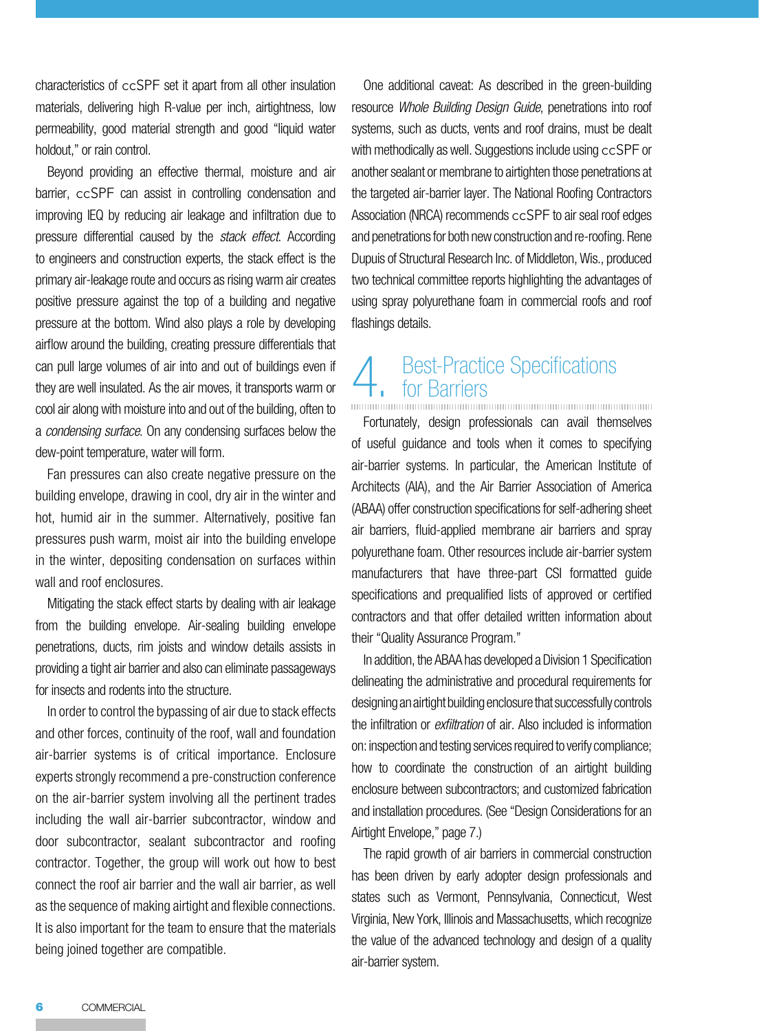characteristics of ccSPF set it apart from all other insulation materials, delivering high R-value per inch, airtightness, low permeability, good material strength and good "liquid water holdout," or rain control.

Beyond providing an effective thermal, moisture and air barrier, ccSPF can assist in controlling condensation and improving IEQ by reducing air leakage and infiltration due to pressure differential caused by the *stack effect*. According to engineers and construction experts, the stack effect is the primary air-leakage route and occurs as rising warm air creates positive pressure against the top of a building and negative pressure at the bottom. Wind also plays a role by developing airflow around the building, creating pressure differentials that can pull large volumes of air into and out of buildings even if they are well insulated. As the air moves, it transports warm or cool air along with moisture into and out of the building, often to a *condensing surface*. On any condensing surfaces below the dew-point temperature, water will form.

Fan pressures can also create negative pressure on the building envelope, drawing in cool, dry air in the winter and hot, humid air in the summer. Alternatively, positive fan pressures push warm, moist air into the building envelope in the winter, depositing condensation on surfaces within wall and roof enclosures.

Mitigating the stack effect starts by dealing with air leakage from the building envelope. Air-sealing building envelope penetrations, ducts, rim joists and window details assists in providing a tight air barrier and also can eliminate passageways for insects and rodents into the structure.

In order to control the bypassing of air due to stack effects and other forces, continuity of the roof, wall and foundation air-barrier systems is of critical importance. Enclosure experts strongly recommend a pre-construction conference on the air-barrier system involving all the pertinent trades including the wall air-barrier subcontractor, window and door subcontractor, sealant subcontractor and roofing contractor. Together, the group will work out how to best connect the roof air barrier and the wall air barrier, as well as the sequence of making airtight and flexible connections. It is also important for the team to ensure that the materials being joined together are compatible.

One additional caveat: As described in the green-building resource *Whole Building Design Guide*, penetrations into roof systems, such as ducts, vents and roof drains, must be dealt with methodically as well. Suggestions include using ccSPF or another sealant or membrane to airtighten those penetrations at the targeted air-barrier layer. The National Roofing Contractors Association (NRCA) recommends ccSPF to air seal roof edges and penetrations for both new construction and re-roofing. Rene Dupuis of Structural Research Inc. of Middleton, Wis., produced two technical committee reports highlighting the advantages of using spray polyurethane foam in commercial roofs and roof flashings details.

## 4. Best-Practice Specifications for Barriers

Fortunately, design professionals can avail themselves of useful guidance and tools when it comes to specifying air-barrier systems. In particular, the American Institute of Architects (AIA), and the Air Barrier Association of America (ABAA) offer construction specifications for self-adhering sheet air barriers, fluid-applied membrane air barriers and spray polyurethane foam. Other resources include air-barrier system manufacturers that have three-part CSI formatted guide specifications and prequalified lists of approved or certified contractors and that offer detailed written information about their "Quality Assurance Program."

In addition, the ABAA has developed a Division 1 Specification delineating the administrative and procedural requirements for designing an airtight building enclosure that successfully controls the infiltration or *exfiltration* of air. Also included is information on: inspection and testing services required to verify compliance; how to coordinate the construction of an airtight building enclosure between subcontractors; and customized fabrication and installation procedures. (See "Design Considerations for an Airtight Envelope," page 7.)

The rapid growth of air barriers in commercial construction has been driven by early adopter design professionals and states such as Vermont, Pennsylvania, Connecticut, West Virginia, New York, Illinois and Massachusetts, which recognize the value of the advanced technology and design of a quality air-barrier system.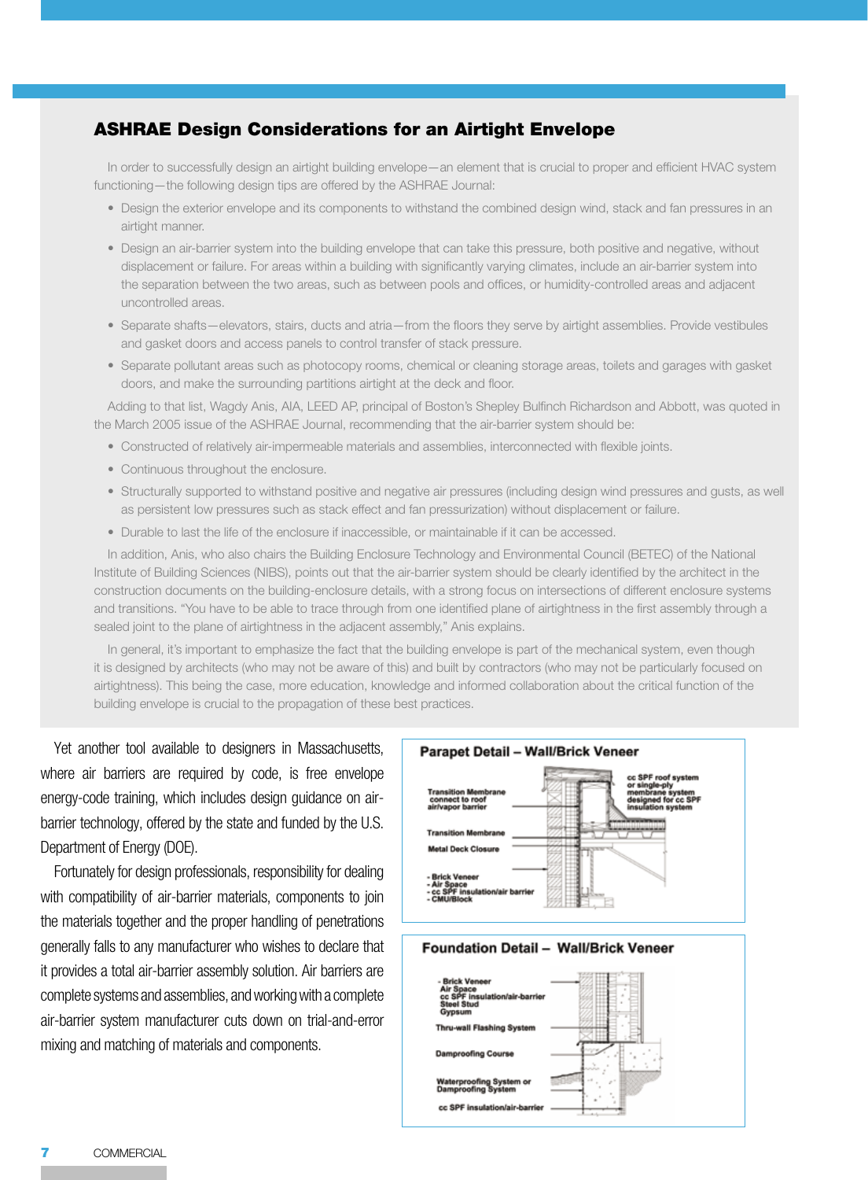## ASHRAE Design Considerations for an Airtight Envelope

In order to successfully design an airtight building envelope—an element that is crucial to proper and efficient HVAC system functioning—the following design tips are offered by the ASHRAE Journal:

- Design the exterior envelope and its components to withstand the combined design wind, stack and fan pressures in an airtight manner.
- Design an air-barrier system into the building envelope that can take this pressure, both positive and negative, without displacement or failure. For areas within a building with significantly varying climates, include an air-barrier system into the separation between the two areas, such as between pools and offices, or humidity-controlled areas and adjacent uncontrolled areas.
- Separate shafts—elevators, stairs, ducts and atria—from the floors they serve by airtight assemblies. Provide vestibules and gasket doors and access panels to control transfer of stack pressure.
- Separate pollutant areas such as photocopy rooms, chemical or cleaning storage areas, toilets and garages with gasket doors, and make the surrounding partitions airtight at the deck and floor.

Adding to that list, Wagdy Anis, AIA, LEED AP, principal of Boston's Shepley Bulfinch Richardson and Abbott, was quoted in the March 2005 issue of the ASHRAE Journal, recommending that the air-barrier system should be:

- Constructed of relatively air-impermeable materials and assemblies, interconnected with flexible joints.
- Continuous throughout the enclosure.
- Structurally supported to withstand positive and negative air pressures (including design wind pressures and gusts, as well as persistent low pressures such as stack effect and fan pressurization) without displacement or failure.
- Durable to last the life of the enclosure if inaccessible, or maintainable if it can be accessed.

In addition, Anis, who also chairs the Building Enclosure Technology and Environmental Council (BETEC) of the National Institute of Building Sciences (NIBS), points out that the air-barrier system should be clearly identified by the architect in the construction documents on the building-enclosure details, with a strong focus on intersections of different enclosure systems and transitions. "You have to be able to trace through from one identified plane of airtightness in the first assembly through a sealed joint to the plane of airtightness in the adjacent assembly," Anis explains.

In general, it's important to emphasize the fact that the building envelope is part of the mechanical system, even though it is designed by architects (who may not be aware of this) and built by contractors (who may not be particularly focused on airtightness). This being the case, more education, knowledge and informed collaboration about the critical function of the building envelope is crucial to the propagation of these best practices.

Yet another tool available to designers in Massachusetts, where air barriers are required by code, is free envelope energy-code training, which includes design guidance on air-barrier technology, offered by the state and funded by the U.S. Department of Energy (DOE).

Fortunately for design professionals, responsibility for dealing with compatibility of air-barrier materials, components to join the materials together and the proper handling of penetrations generally falls to any manufacturer who wishes to declare that it provides a total air-barrier assembly solution. Air barriers are complete systems and assemblies, and working with a complete air-barrier system manufacturer cuts down on trial-and-error mixing and matching of materials and components.

**Parapet Detail – Wall/Brick Veneer**

Transition Membrane connect to roof air/vapor barrier
Transition Membrane
Metal Deck Closure
- Brick Veneer
- Air Space
- cc SPF insulation/air barrier
- CMU/Block

cc SPF roof system or single-ply membrane system designed for cc SPF insulation system

**Foundation Detail – Wall/Brick Veneer**

- Brick Veneer
- Air Space
- cc SPF insulation/air-barrier
- Steel Stud
- Gypsum

Thru-wall Flashing System
Dampproofing Course
Waterproofing System or Dampproofing System
cc SPF insulation/air-barrier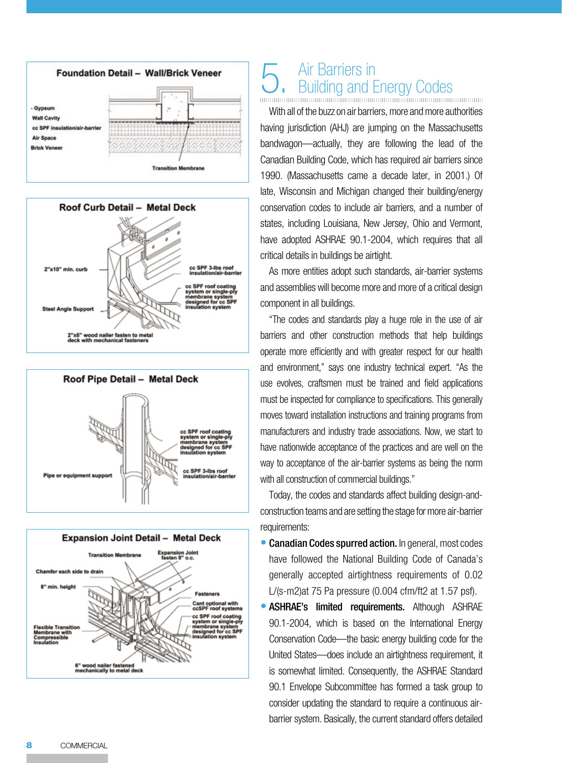## 5. Air Barriers in Building and Energy Codes

**Foundation Detail – Wall/Brick Veneer**

- Gypsum
- Wall Cavity
- cc SPF insulation/air-barrier
- Air Space
- Brick Veneer
- Transition Membrane

**Roof Curb Detail – Metal Deck**

- 2"x10" min. curb
- cc SPF 3-lbs roof insulation/air-barrier
- cc SPF roof coating system or single-ply membrane system designed for cc SPF insulation system
- Steel Angle Support
- 2"x6" wood nailer fasten to metal deck with mechanical fasteners

**Roof Pipe Detail – Metal Deck**

- cc SPF roof coating system or single-ply membrane system designed for cc SPF insulation system
- Pipe or equipment support
- cc SPF 3-lbs roof insulation/air-barrier

**Expansion Joint Detail – Metal Deck**

- Transition Membrane
- Expansion Joint fasten 8" o.c.
- Chamfer each side to drain
- 8" min. height
- Fasteners
- Cant optional with ccSPF roof systems
- cc SPF roof coating system or single-ply membrane system designed for cc SPF insulation system
- Flexible Transition Membrane with Compressible Insulation
- 6" wood nailer fastened mechanically to metal deck

With all of the buzz on air barriers, more and more authorities having jurisdiction (AHJ) are jumping on the Massachusetts bandwagon—actually, they are following the lead of the Canadian Building Code, which has required air barriers since 1990. (Massachusetts came a decade later, in 2001.) Of late, Wisconsin and Michigan changed their building/energy conservation codes to include air barriers, and a number of states, including Louisiana, New Jersey, Ohio and Vermont, have adopted ASHRAE 90.1-2004, which requires that all critical details in buildings be airtight.

As more entities adopt such standards, air-barrier systems and assemblies will become more and more of a critical design component in all buildings.

"The codes and standards play a huge role in the use of air barriers and other construction methods that help buildings operate more efficiently and with greater respect for our health and environment," says one industry technical expert. "As the use evolves, craftsmen must be trained and field applications must be inspected for compliance to specifications. This generally moves toward installation instructions and training programs from manufacturers and industry trade associations. Now, we start to have nationwide acceptance of the practices and are well on the way to acceptance of the air-barrier systems as being the norm with all construction of commercial buildings."

Today, the codes and standards affect building design-and-construction teams and are setting the stage for more air-barrier requirements:

- **Canadian Codes spurred action.** In general, most codes have followed the National Building Code of Canada's generally accepted airtightness requirements of 0.02 L/(s-m2)at 75 Pa pressure (0.004 cfm/ft2 at 1.57 psf).
- **ASHRAE's limited requirements.** Although ASHRAE 90.1-2004, which is based on the International Energy Conservation Code—the basic energy building code for the United States—does include an airtightness requirement, it is somewhat limited. Consequently, the ASHRAE Standard 90.1 Envelope Subcommittee has formed a task group to consider updating the standard to require a continuous air-barrier system. Basically, the current standard offers detailed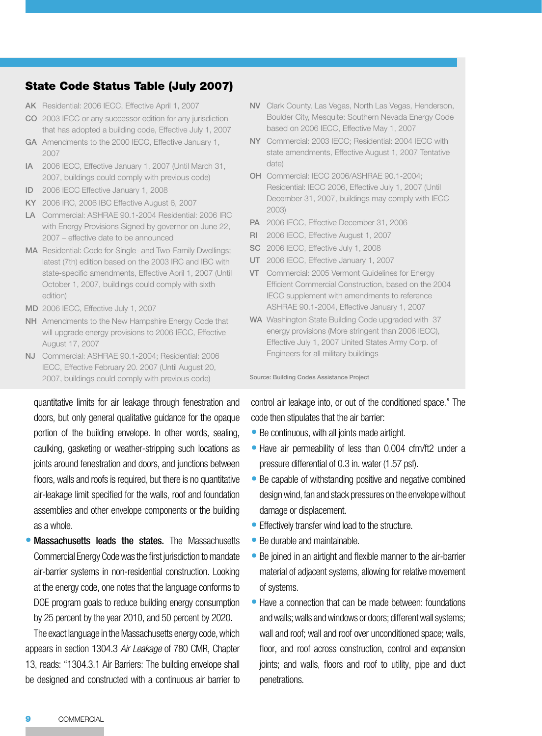## State Code Status Table (July 2007)

**AK** Residential: 2006 IECC, Effective April 1, 2007

**CO** 2003 IECC or any successor edition for any jurisdiction that has adopted a building code, Effective July 1, 2007

**GA** Amendments to the 2000 IECC, Effective January 1, 2007

**IA** 2006 IECC, Effective January 1, 2007 (Until March 31, 2007, buildings could comply with previous code)

**ID** 2006 IECC Effective January 1, 2008

**KY** 2006 IRC, 2006 IBC Effective August 6, 2007

**LA** Commercial: ASHRAE 90.1-2004 Residential: 2006 IRC with Energy Provisions Signed by governor on June 22, 2007 – effective date to be announced

**MA** Residential: Code for Single- and Two-Family Dwellings; latest (7th) edition based on the 2003 IRC and IBC with state-specific amendments, Effective April 1, 2007 (Until October 1, 2007, buildings could comply with sixth edition)

**MD** 2006 IECC, Effective July 1, 2007

**NH** Amendments to the New Hampshire Energy Code that will upgrade energy provisions to 2006 IECC, Effective August 17, 2007

**NJ** Commercial: ASHRAE 90.1-2004; Residential: 2006 IECC, Effective February 20. 2007 (Until August 20, 2007, buildings could comply with previous code)

**NV** Clark County, Las Vegas, North Las Vegas, Henderson, Boulder City, Mesquite: Southern Nevada Energy Code based on 2006 IECC, Effective May 1, 2007

**NY** Commercial: 2003 IECC; Residential: 2004 IECC with state amendments, Effective August 1, 2007 Tentative date)

**OH** Commercial: IECC 2006/ASHRAE 90.1-2004; Residential: IECC 2006, Effective July 1, 2007 (Until December 31, 2007, buildings may comply with IECC 2003)

**PA** 2006 IECC, Effective December 31, 2006

**RI** 2006 IECC, Effective August 1, 2007

**SC** 2006 IECC, Effective July 1, 2008

**UT** 2006 IECC, Effective January 1, 2007

**VT** Commercial: 2005 Vermont Guidelines for Energy Efficient Commercial Construction, based on the 2004 IECC supplement with amendments to reference ASHRAE 90.1-2004, Effective January 1, 2007

**WA** Washington State Building Code upgraded with 37 energy provisions (More stringent than 2006 IECC), Effective July 1, 2007 United States Army Corp. of Engineers for all military buildings

Source: Building Codes Assistance Project

quantitative limits for air leakage through fenestration and doors, but only general qualitative guidance for the opaque portion of the building envelope. In other words, sealing, caulking, gasketing or weather-stripping such locations as joints around fenestration and doors, and junctions between floors, walls and roofs is required, but there is no quantitative air-leakage limit specified for the walls, roof and foundation assemblies and other envelope components or the building as a whole.

- **Massachusetts leads the states.** The Massachusetts Commercial Energy Code was the first jurisdiction to mandate air-barrier systems in non-residential construction. Looking at the energy code, one notes that the language conforms to DOE program goals to reduce building energy consumption by 25 percent by the year 2010, and 50 percent by 2020.

The exact language in the Massachusetts energy code, which appears in section 1304.3 *Air Leakage* of 780 CMR, Chapter 13, reads: "1304.3.1 Air Barriers: The building envelope shall be designed and constructed with a continuous air barrier to control air leakage into, or out of the conditioned space." The code then stipulates that the air barrier:

- Be continuous, with all joints made airtight.
- Have air permeability of less than 0.004 cfm/ft2 under a pressure differential of 0.3 in. water (1.57 psf).
- Be capable of withstanding positive and negative combined design wind, fan and stack pressures on the envelope without damage or displacement.
- Effectively transfer wind load to the structure.
- Be durable and maintainable.
- Be joined in an airtight and flexible manner to the air-barrier material of adjacent systems, allowing for relative movement of systems.
- Have a connection that can be made between: foundations and walls; walls and windows or doors; different wall systems; wall and roof; wall and roof over unconditioned space; walls, floor, and roof across construction, control and expansion joints; and walls, floors and roof to utility, pipe and duct penetrations.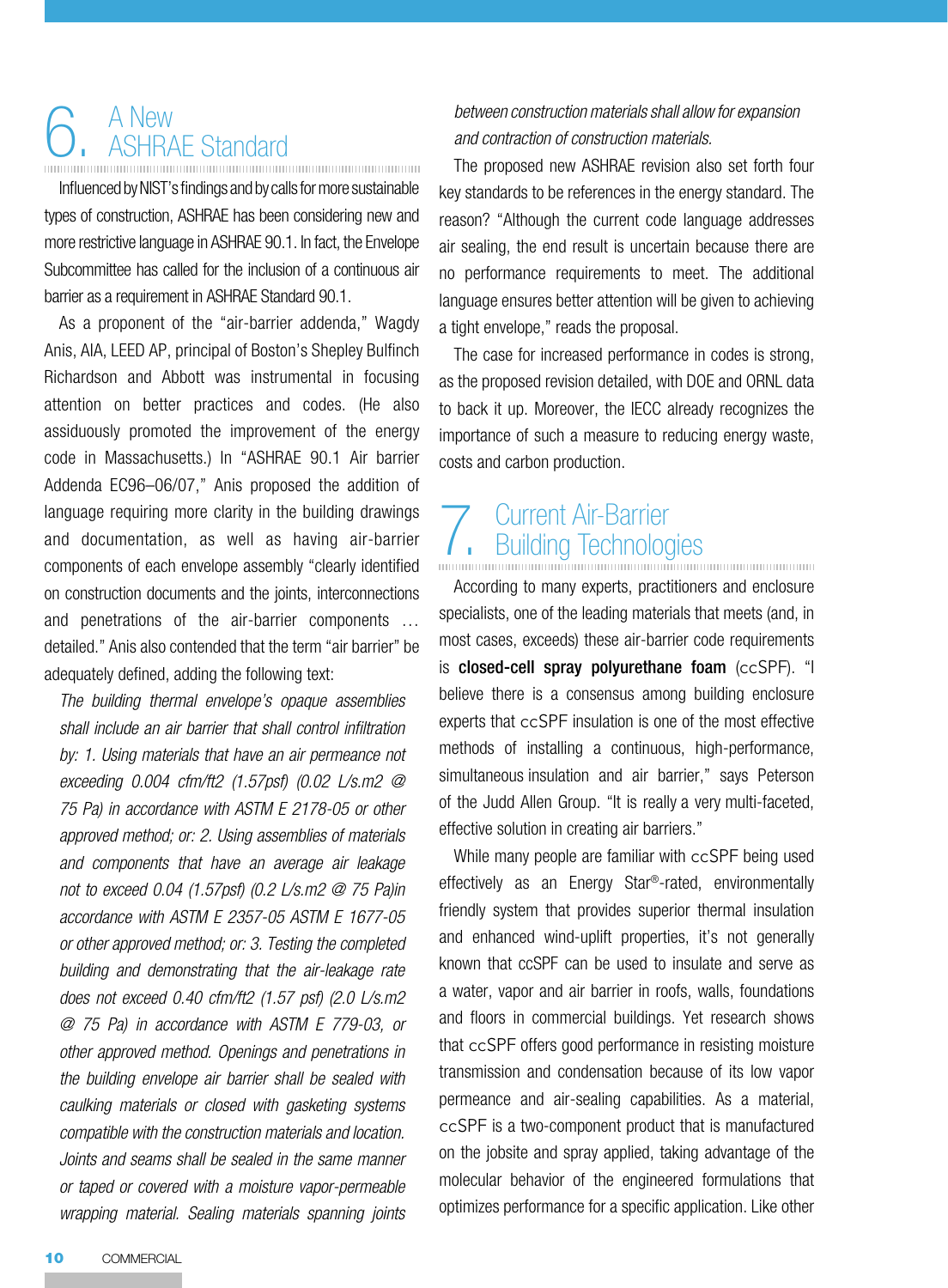## 6. A New ASHRAE Standard

Influenced by NIST's findings and by calls for more sustainable types of construction, ASHRAE has been considering new and more restrictive language in ASHRAE 90.1. In fact, the Envelope Subcommittee has called for the inclusion of a continuous air barrier as a requirement in ASHRAE Standard 90.1.

As a proponent of the "air-barrier addenda," Wagdy Anis, AIA, LEED AP, principal of Boston's Shepley Bulfinch Richardson and Abbott was instrumental in focusing attention on better practices and codes. (He also assiduously promoted the improvement of the energy code in Massachusetts.) In "ASHRAE 90.1 Air barrier Addenda EC96–06/07," Anis proposed the addition of language requiring more clarity in the building drawings and documentation, as well as having air-barrier components of each envelope assembly "clearly identified on construction documents and the joints, interconnections and penetrations of the air-barrier components … detailed." Anis also contended that the term "air barrier" be adequately defined, adding the following text:

*The building thermal envelope's opaque assemblies shall include an air barrier that shall control infiltration by: 1. Using materials that have an air permeance not exceeding 0.004 cfm/ft2 (1.57psf) (0.02 L/s.m2 @ 75 Pa) in accordance with ASTM E 2178-05 or other approved method; or: 2. Using assemblies of materials and components that have an average air leakage not to exceed 0.04 (1.57psf) (0.2 L/s.m2 @ 75 Pa)in accordance with ASTM E 2357-05 ASTM E 1677-05 or other approved method; or: 3. Testing the completed building and demonstrating that the air-leakage rate does not exceed 0.40 cfm/ft2 (1.57 psf) (2.0 L/s.m2 @ 75 Pa) in accordance with ASTM E 779-03, or other approved method. Openings and penetrations in the building envelope air barrier shall be sealed with caulking materials or closed with gasketing systems compatible with the construction materials and location. Joints and seams shall be sealed in the same manner or taped or covered with a moisture vapor-permeable wrapping material. Sealing materials spanning joints between construction materials shall allow for expansion and contraction of construction materials.*

The proposed new ASHRAE revision also set forth four key standards to be references in the energy standard. The reason? "Although the current code language addresses air sealing, the end result is uncertain because there are no performance requirements to meet. The additional language ensures better attention will be given to achieving a tight envelope," reads the proposal.

The case for increased performance in codes is strong, as the proposed revision detailed, with DOE and ORNL data to back it up. Moreover, the IECC already recognizes the importance of such a measure to reducing energy waste, costs and carbon production.

## 7. Current Air-Barrier Building Technologies

According to many experts, practitioners and enclosure specialists, one of the leading materials that meets (and, in most cases, exceeds) these air-barrier code requirements is **closed-cell spray polyurethane foam** (ccSPF). "I believe there is a consensus among building enclosure experts that ccSPF insulation is one of the most effective methods of installing a continuous, high-performance, simultaneous insulation and air barrier," says Peterson of the Judd Allen Group. "It is really a very multi-faceted, effective solution in creating air barriers."

While many people are familiar with ccSPF being used effectively as an Energy Star®-rated, environmentally friendly system that provides superior thermal insulation and enhanced wind-uplift properties, it's not generally known that ccSPF can be used to insulate and serve as a water, vapor and air barrier in roofs, walls, foundations and floors in commercial buildings. Yet research shows that ccSPF offers good performance in resisting moisture transmission and condensation because of its low vapor permeance and air-sealing capabilities. As a material, ccSPF is a two-component product that is manufactured on the jobsite and spray applied, taking advantage of the molecular behavior of the engineered formulations that optimizes performance for a specific application. Like other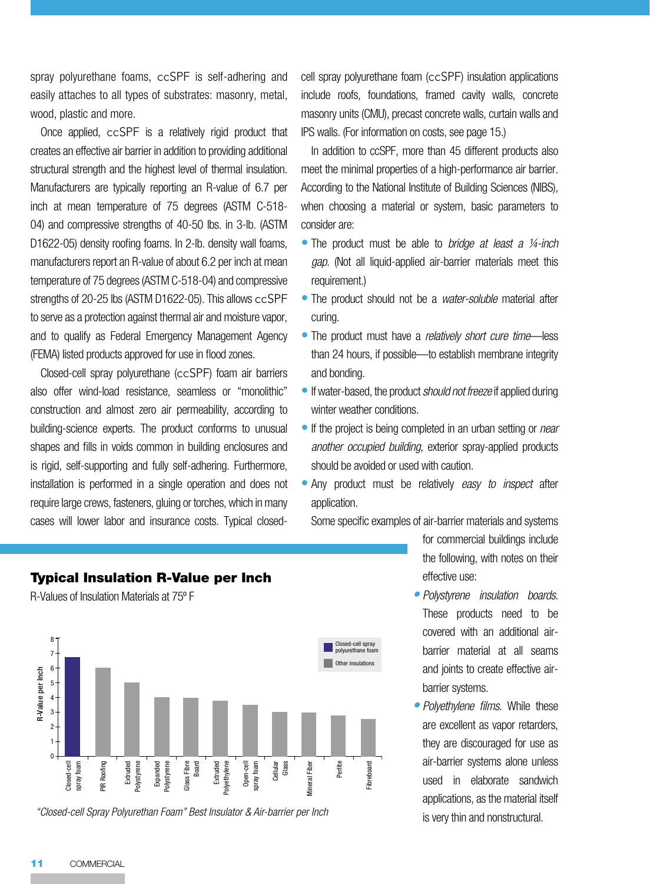spray polyurethane foams, ccSPF is self-adhering and easily attaches to all types of substrates: masonry, metal, wood, plastic and more.

Once applied, ccSPF is a relatively rigid product that creates an effective air barrier in addition to providing additional structural strength and the highest level of thermal insulation. Manufacturers are typically reporting an R-value of 6.7 per inch at mean temperature of 75 degrees (ASTM C-518-04) and compressive strengths of 40-50 lbs. in 3-lb. (ASTM D1622-05) density roofing foams. In 2-lb. density wall foams, manufacturers report an R-value of about 6.2 per inch at mean temperature of 75 degrees (ASTM C-518-04) and compressive strengths of 20-25 lbs (ASTM D1622-05). This allows ccSPF to serve as a protection against thermal air and moisture vapor, and to qualify as Federal Emergency Management Agency (FEMA) listed products approved for use in flood zones.

Closed-cell spray polyurethane (ccSPF) foam air barriers also offer wind-load resistance, seamless or "monolithic" construction and almost zero air permeability, according to building-science experts. The product conforms to unusual shapes and fills in voids common in building enclosures and is rigid, self-supporting and fully self-adhering. Furthermore, installation is performed in a single operation and does not require large crews, fasteners, gluing or torches, which in many cases will lower labor and insurance costs. Typical closed-cell spray polyurethane foam (ccSPF) insulation applications include roofs, foundations, framed cavity walls, concrete masonry units (CMU), precast concrete walls, curtain walls and IPS walls. (For information on costs, see page 15.)

In addition to ccSPF, more than 45 different products also meet the minimal properties of a high-performance air barrier. According to the National Institute of Building Sciences (NIBS), when choosing a material or system, basic parameters to consider are:

- The product must be able to *bridge at least a ¼-inch gap.* (Not all liquid-applied air-barrier materials meet this requirement.)
- The product should not be a *water-soluble* material after curing.
- The product must have a *relatively short cure time*—less than 24 hours, if possible—to establish membrane integrity and bonding.
- If water-based, the product *should not freeze* if applied during winter weather conditions.
- If the project is being completed in an urban setting or *near another occupied building*, exterior spray-applied products should be avoided or used with caution.
- Any product must be relatively *easy to inspect* after application.

Some specific examples of air-barrier materials and systems for commercial buildings include the following, with notes on their effective use:

- *Polystyrene insulation boards.* These products need to be covered with an additional air-barrier material at all seams and joints to create effective air-barrier systems.
- *Polyethylene films.* While these are excellent as vapor retarders, they are discouraged for use as air-barrier systems alone unless used in elaborate sandwich applications, as the material itself is very thin and nonstructural.

## Typical Insulation R-Value per Inch

R-Values of Insulation Materials at 75º F

| Material | R-Value per Inch (approx.) |
|---|---|
| Closed-cell spray foam | 6.7 |
| PIR Roofing | 6 |
| Extruded Polystyrene | 5 |
| Expanded Polystyrene | 4 |
| Glass Fibre Board | 4 |
| Extruded Polyethylene | 3.8 |
| Open-cell spray foam | 3.5 |
| Cellular Glass | 3 |
| Mineral Fiber | 3 |
| Perlite | 2.8 |
| Fibreboard | 2.5 |

Legend: Closed-cell spray polyurethane foam; Other insulations

*"Closed-cell Spray Polyurethan Foam" Best Insulator & Air-barrier per Inch*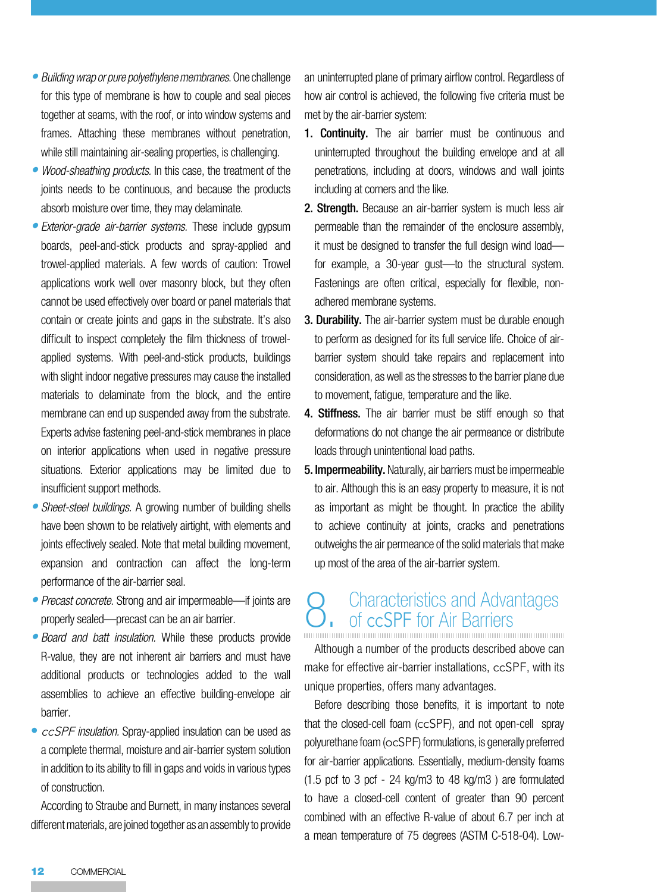- *Building wrap or pure polyethylene membranes.* One challenge for this type of membrane is how to couple and seal pieces together at seams, with the roof, or into window systems and frames. Attaching these membranes without penetration, while still maintaining air-sealing properties, is challenging.
- *Wood-sheathing products.* In this case, the treatment of the joints needs to be continuous, and because the products absorb moisture over time, they may delaminate.
- *Exterior-grade air-barrier systems.* These include gypsum boards, peel-and-stick products and spray-applied and trowel-applied materials. A few words of caution: Trowel applications work well over masonry block, but they often cannot be used effectively over board or panel materials that contain or create joints and gaps in the substrate. It's also difficult to inspect completely the film thickness of trowel-applied systems. With peel-and-stick products, buildings with slight indoor negative pressures may cause the installed materials to delaminate from the block, and the entire membrane can end up suspended away from the substrate. Experts advise fastening peel-and-stick membranes in place on interior applications when used in negative pressure situations. Exterior applications may be limited due to insufficient support methods.
- *Sheet-steel buildings.* A growing number of building shells have been shown to be relatively airtight, with elements and joints effectively sealed. Note that metal building movement, expansion and contraction can affect the long-term performance of the air-barrier seal.
- *Precast concrete.* Strong and air impermeable—if joints are properly sealed—precast can be an air barrier.
- *Board and batt insulation.* While these products provide R-value, they are not inherent air barriers and must have additional products or technologies added to the wall assemblies to achieve an effective building-envelope air barrier.
- *ccSPF insulation.* Spray-applied insulation can be used as a complete thermal, moisture and air-barrier system solution in addition to its ability to fill in gaps and voids in various types of construction.

According to Straube and Burnett, in many instances several different materials, are joined together as an assembly to provide an uninterrupted plane of primary airflow control. Regardless of how air control is achieved, the following five criteria must be met by the air-barrier system:

1. **Continuity.** The air barrier must be continuous and uninterrupted throughout the building envelope and at all penetrations, including at doors, windows and wall joints including at corners and the like.
2. **Strength.** Because an air-barrier system is much less air permeable than the remainder of the enclosure assembly, it must be designed to transfer the full design wind load—for example, a 30-year gust—to the structural system. Fastenings are often critical, especially for flexible, non-adhered membrane systems.
3. **Durability.** The air-barrier system must be durable enough to perform as designed for its full service life. Choice of air-barrier system should take repairs and replacement into consideration, as well as the stresses to the barrier plane due to movement, fatigue, temperature and the like.
4. **Stiffness.** The air barrier must be stiff enough so that deformations do not change the air permeance or distribute loads through unintentional load paths.
5. **Impermeability.** Naturally, air barriers must be impermeable to air. Although this is an easy property to measure, it is not as important as might be thought. In practice the ability to achieve continuity at joints, cracks and penetrations outweighs the air permeance of the solid materials that make up most of the area of the air-barrier system.

## 8. Characteristics and Advantages of ccSPF for Air Barriers

Although a number of the products described above can make for effective air-barrier installations, ccSPF, with its unique properties, offers many advantages.

Before describing those benefits, it is important to note that the closed-cell foam (ccSPF), and not open-cell spray polyurethane foam (ocSPF) formulations, is generally preferred for air-barrier applications. Essentially, medium-density foams (1.5 pcf to 3 pcf - 24 kg/m3 to 48 kg/m3 ) are formulated to have a closed-cell content of greater than 90 percent combined with an effective R-value of about 6.7 per inch at a mean temperature of 75 degrees (ASTM C-518-04). Low-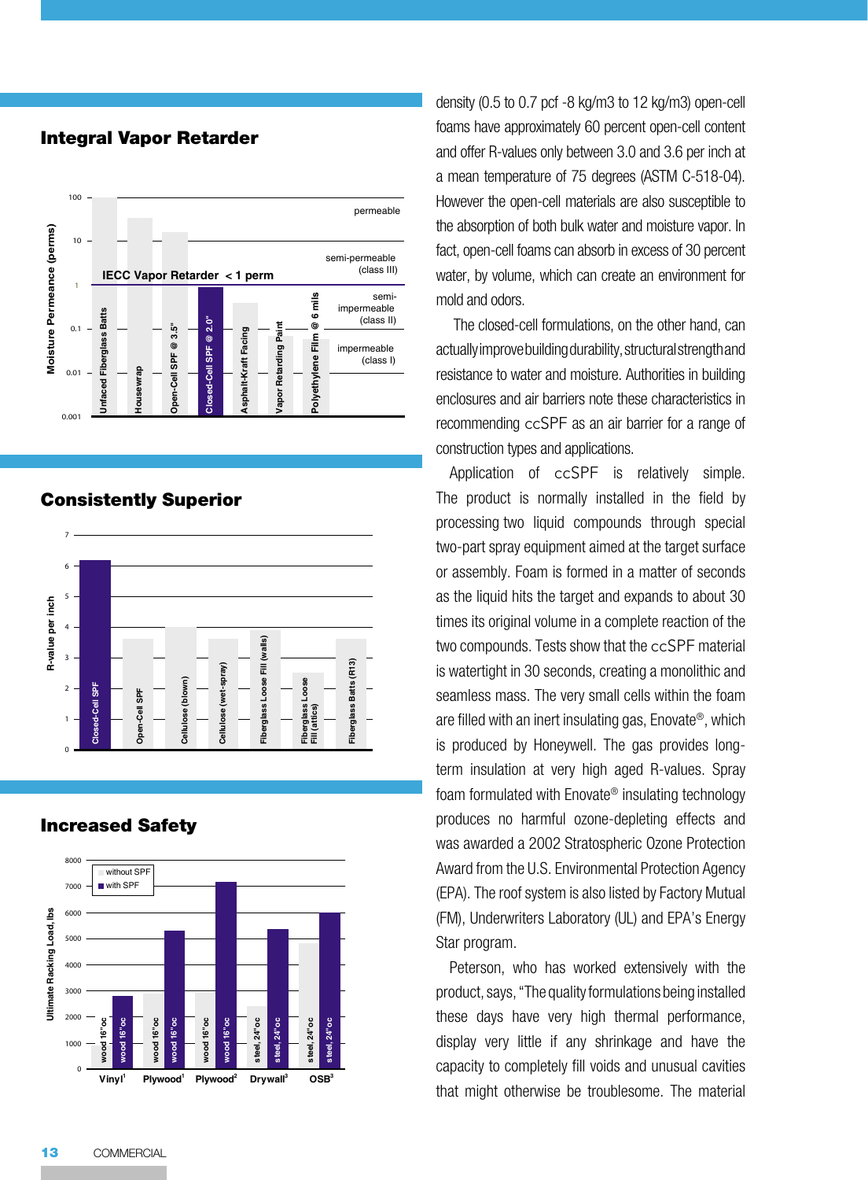## Integral Vapor Retarder

Moisture Permeance (perms)

| Material | Approx. permeance (perms) |
|---|---|
| Unfaced Fiberglass Batts | 100 |
| Housewrap | 50 |
| Open-Cell SPF @ 3.5" | 20 |
| Closed-Cell SPF @ 2.0" | 0.8 |
| Asphalt-Kraft Facing | 0.3 |
| Vapor Retarding Paint | 0.1 |
| Polyethylene Film @ 6 mils | 0.06 |

IECC Vapor Retarder < 1 perm

permeable; semi-permeable (class III); semi-impermeable (class II); impermeable (class I)

## Consistently Superior

R-value per inch

| Material | R-value per inch |
|---|---|
| Closed-Cell SPF | 6.2 |
| Open-Cell SPF | 3.6 |
| Cellulose (blown) | 4.0 |
| Cellulose (wet-spray) | 3.6 |
| Fiberglass Loose Fill (walls) | 3.9 |
| Fiberglass Loose Fill (attics) | 2.5 |
| Fiberglass Batts (R13) | 3.6 |

## Increased Safety

Ultimate Racking Load, lbs

| Sheathing | Framing | without SPF | with SPF |
|---|---|---|---|
| Vinyl[1] | wood 16"oc | 900 | 2800 |
| Plywood[1] | wood 16"oc | 2900 | 5300 |
| Plywood[2] | wood 16"oc | 2900 | 7100 |
| Drywall[3] | steel, 24"oc | 2400 | 5400 |
| OSB[3] | steel, 24"oc | 4800 | 6000 |

density (0.5 to 0.7 pcf -8 kg/m3 to 12 kg/m3) open-cell foams have approximately 60 percent open-cell content and offer R-values only between 3.0 and 3.6 per inch at a mean temperature of 75 degrees (ASTM C-518-04). However the open-cell materials are also susceptible to the absorption of both bulk water and moisture vapor. In fact, open-cell foams can absorb in excess of 30 percent water, by volume, which can create an environment for mold and odors.

The closed-cell formulations, on the other hand, can actually improve building durability, structural strength and resistance to water and moisture. Authorities in building enclosures and air barriers note these characteristics in recommending ccSPF as an air barrier for a range of construction types and applications.

Application of ccSPF is relatively simple. The product is normally installed in the field by processing two liquid compounds through special two-part spray equipment aimed at the target surface or assembly. Foam is formed in a matter of seconds as the liquid hits the target and expands to about 30 times its original volume in a complete reaction of the two compounds. Tests show that the ccSPF material is watertight in 30 seconds, creating a monolithic and seamless mass. The very small cells within the foam are filled with an inert insulating gas, Enovate®, which is produced by Honeywell. The gas provides long-term insulation at very high aged R-values. Spray foam formulated with Enovate® insulating technology produces no harmful ozone-depleting effects and was awarded a 2002 Stratospheric Ozone Protection Award from the U.S. Environmental Protection Agency (EPA). The roof system is also listed by Factory Mutual (FM), Underwriters Laboratory (UL) and EPA's Energy Star program.

Peterson, who has worked extensively with the product, says, "The quality formulations being installed these days have very high thermal performance, display very little if any shrinkage and have the capacity to completely fill voids and unusual cavities that might otherwise be troublesome. The material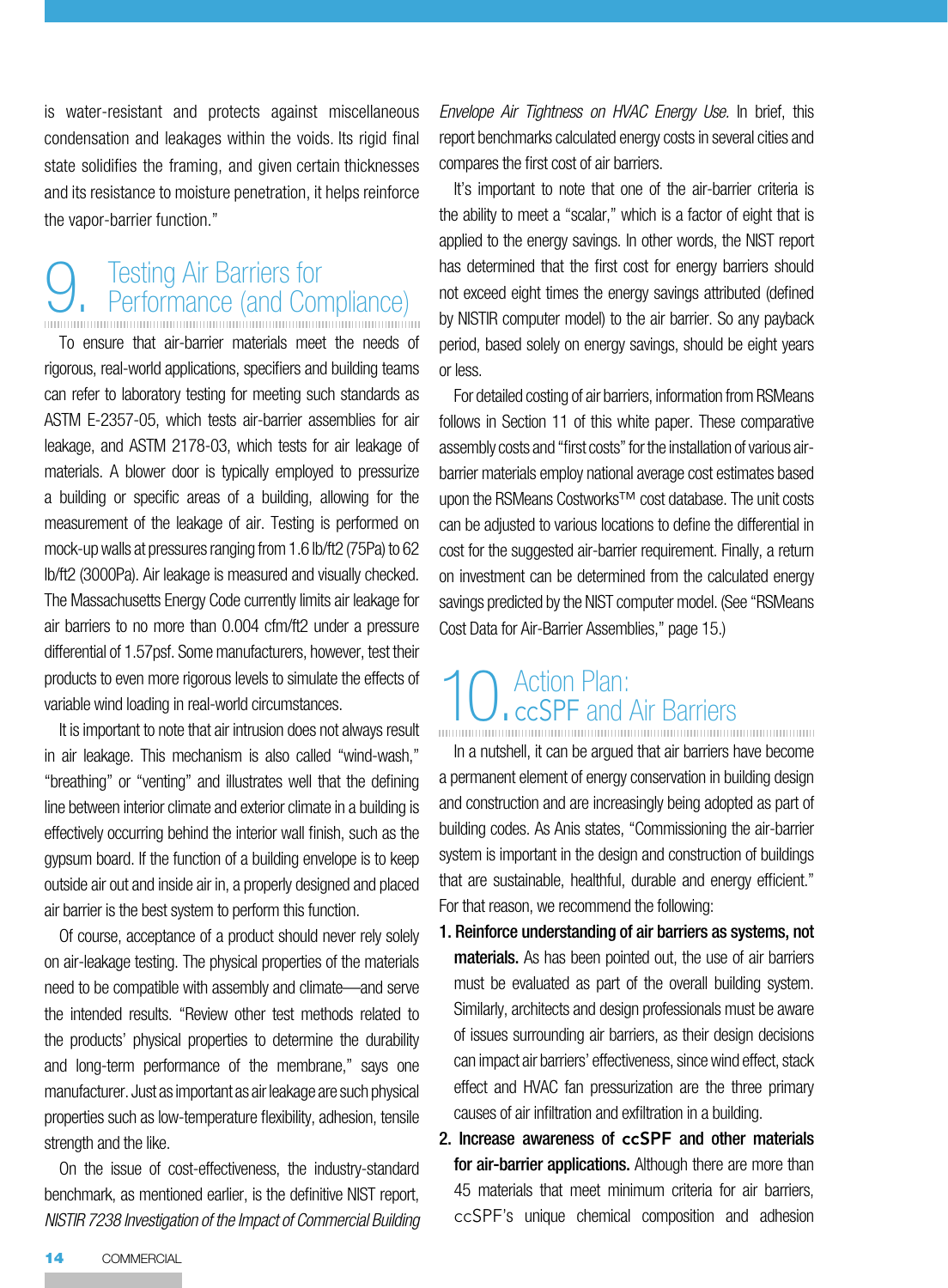is water-resistant and protects against miscellaneous condensation and leakages within the voids. Its rigid final state solidifies the framing, and given certain thicknesses and its resistance to moisture penetration, it helps reinforce the vapor-barrier function."

## 9. Testing Air Barriers for Performance (and Compliance)

To ensure that air-barrier materials meet the needs of rigorous, real-world applications, specifiers and building teams can refer to laboratory testing for meeting such standards as ASTM E-2357-05, which tests air-barrier assemblies for air leakage, and ASTM 2178-03, which tests for air leakage of materials. A blower door is typically employed to pressurize a building or specific areas of a building, allowing for the measurement of the leakage of air. Testing is performed on mock-up walls at pressures ranging from 1.6 lb/ft2 (75Pa) to 62 lb/ft2 (3000Pa). Air leakage is measured and visually checked. The Massachusetts Energy Code currently limits air leakage for air barriers to no more than 0.004 cfm/ft2 under a pressure differential of 1.57psf. Some manufacturers, however, test their products to even more rigorous levels to simulate the effects of variable wind loading in real-world circumstances.

It is important to note that air intrusion does not always result in air leakage. This mechanism is also called "wind-wash," "breathing" or "venting" and illustrates well that the defining line between interior climate and exterior climate in a building is effectively occurring behind the interior wall finish, such as the gypsum board. If the function of a building envelope is to keep outside air out and inside air in, a properly designed and placed air barrier is the best system to perform this function.

Of course, acceptance of a product should never rely solely on air-leakage testing. The physical properties of the materials need to be compatible with assembly and climate—and serve the intended results. "Review other test methods related to the products' physical properties to determine the durability and long-term performance of the membrane," says one manufacturer. Just as important as air leakage are such physical properties such as low-temperature flexibility, adhesion, tensile strength and the like.

On the issue of cost-effectiveness, the industry-standard benchmark, as mentioned earlier, is the definitive NIST report, *NISTIR 7238 Investigation of the Impact of Commercial Building Envelope Air Tightness on HVAC Energy Use.* In brief, this report benchmarks calculated energy costs in several cities and compares the first cost of air barriers.

It's important to note that one of the air-barrier criteria is the ability to meet a "scalar," which is a factor of eight that is applied to the energy savings. In other words, the NIST report has determined that the first cost for energy barriers should not exceed eight times the energy savings attributed (defined by NISTIR computer model) to the air barrier. So any payback period, based solely on energy savings, should be eight years or less.

For detailed costing of air barriers, information from RSMeans follows in Section 11 of this white paper. These comparative assembly costs and "first costs" for the installation of various air-barrier materials employ national average cost estimates based upon the RSMeans Costworks™ cost database. The unit costs can be adjusted to various locations to define the differential in cost for the suggested air-barrier requirement. Finally, a return on investment can be determined from the calculated energy savings predicted by the NIST computer model. (See "RSMeans Cost Data for Air-Barrier Assemblies," page 15.)

## 10. Action Plan: ccSPF and Air Barriers

In a nutshell, it can be argued that air barriers have become a permanent element of energy conservation in building design and construction and are increasingly being adopted as part of building codes. As Anis states, "Commissioning the air-barrier system is important in the design and construction of buildings that are sustainable, healthful, durable and energy efficient." For that reason, we recommend the following:

1. **Reinforce understanding of air barriers as systems, not materials.** As has been pointed out, the use of air barriers must be evaluated as part of the overall building system. Similarly, architects and design professionals must be aware of issues surrounding air barriers, as their design decisions can impact air barriers' effectiveness, since wind effect, stack effect and HVAC fan pressurization are the three primary causes of air infiltration and exfiltration in a building.
2. **Increase awareness of ccSPF and other materials for air-barrier applications.** Although there are more than 45 materials that meet minimum criteria for air barriers, ccSPF's unique chemical composition and adhesion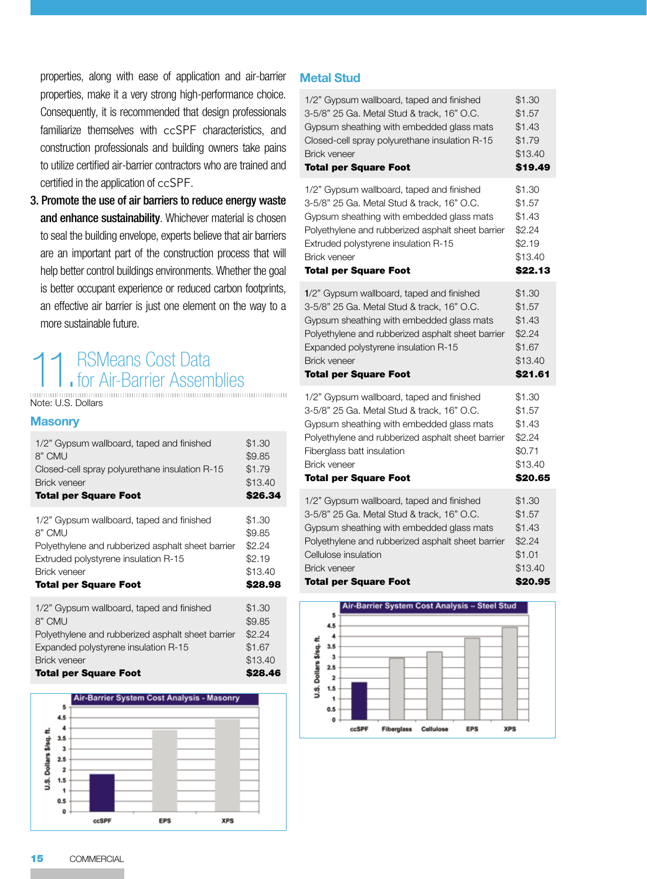properties, along with ease of application and air-barrier properties, make it a very strong high-performance choice. Consequently, it is recommended that design professionals familiarize themselves with ccSPF characteristics, and construction professionals and building owners take pains to utilize certified air-barrier contractors who are trained and certified in the application of ccSPF.

3. **Promote the use of air barriers to reduce energy waste and enhance sustainability**. Whichever material is chosen to seal the building envelope, experts believe that air barriers are an important part of the construction process that will help better control buildings environments. Whether the goal is better occupant experience or reduced carbon footprints, an effective air barrier is just one element on the way to a more sustainable future.

## 11. RSMeans Cost Data for Air-Barrier Assemblies

Note: U.S. Dollars

### Masonry

| | |
|---|---|
| 1/2" Gypsum wallboard, taped and finished | $1.30 |
| 8" CMU | $9.85 |
| Closed-cell spray polyurethane insulation R-15 | $1.79 |
| Brick veneer | $13.40 |
| **Total per Square Foot** | **$26.34** |

| | |
|---|---|
| 1/2" Gypsum wallboard, taped and finished | $1.30 |
| 8" CMU | $9.85 |
| Polyethylene and rubberized asphalt sheet barrier | $2.24 |
| Extruded polystyrene insulation R-15 | $2.19 |
| Brick veneer | $13.40 |
| **Total per Square Foot** | **$28.98** |

| | |
|---|---|
| 1/2" Gypsum wallboard, taped and finished | $1.30 |
| 8" CMU | $9.85 |
| Polyethylene and rubberized asphalt sheet barrier | $2.24 |
| Expanded polystyrene insulation R-15 | $1.67 |
| Brick veneer | $13.40 |
| **Total per Square Foot** | **$28.46** |

Air-Barrier System Cost Analysis - Masonry

### Metal Stud

| | |
|---|---|
| 1/2" Gypsum wallboard, taped and finished | $1.30 |
| 3-5/8" 25 Ga. Metal Stud & track, 16" O.C. | $1.57 |
| Gypsum sheathing with embedded glass mats | $1.43 |
| Closed-cell spray polyurethane insulation R-15 | $1.79 |
| Brick veneer | $13.40 |
| **Total per Square Foot** | **$19.49** |

| | |
|---|---|
| 1/2" Gypsum wallboard, taped and finished | $1.30 |
| 3-5/8" 25 Ga. Metal Stud & track, 16" O.C. | $1.57 |
| Gypsum sheathing with embedded glass mats | $1.43 |
| Polyethylene and rubberized asphalt sheet barrier | $2.24 |
| Extruded polystyrene insulation R-15 | $2.19 |
| Brick veneer | $13.40 |
| **Total per Square Foot** | **$22.13** |

| | |
|---|---|
| 1/2" Gypsum wallboard, taped and finished | $1.30 |
| 3-5/8" 25 Ga. Metal Stud & track, 16" O.C. | $1.57 |
| Gypsum sheathing with embedded glass mats | $1.43 |
| Polyethylene and rubberized asphalt sheet barrier | $2.24 |
| Expanded polystyrene insulation R-15 | $1.67 |
| Brick veneer | $13.40 |
| **Total per Square Foot** | **$21.61** |

| | |
|---|---|
| 1/2" Gypsum wallboard, taped and finished | $1.30 |
| 3-5/8" 25 Ga. Metal Stud & track, 16" O.C. | $1.57 |
| Gypsum sheathing with embedded glass mats | $1.43 |
| Polyethylene and rubberized asphalt sheet barrier | $2.24 |
| Fiberglass batt insulation | $0.71 |
| Brick veneer | $13.40 |
| **Total per Square Foot** | **$20.65** |

| | |
|---|---|
| 1/2" Gypsum wallboard, taped and finished | $1.30 |
| 3-5/8" 25 Ga. Metal Stud & track, 16" O.C. | $1.57 |
| Gypsum sheathing with embedded glass mats | $1.43 |
| Polyethylene and rubberized asphalt sheet barrier | $2.24 |
| Cellulose insulation | $1.01 |
| Brick veneer | $13.40 |
| **Total per Square Foot** | **$20.95** |

Air-Barrier System Cost Analysis – Steel Stud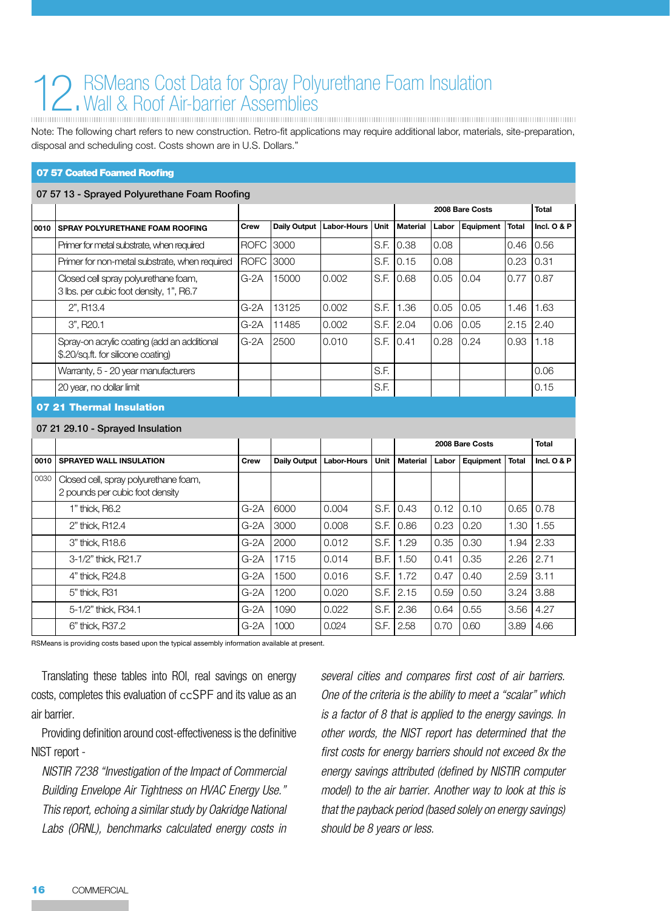# 12. RSMeans Cost Data for Spray Polyurethane Foam Insulation Wall & Roof Air-barrier Assemblies

Note: The following chart refers to new construction. Retro-fit applications may require additional labor, materials, site-preparation, disposal and scheduling cost. Costs shown are in U.S. Dollars."

**07 57 Coated Foamed Roofing**

07 57 13 - Sprayed Polyurethane Foam Roofing

| | | | | | | 2008 Bare Costs | | | | Total |
|---|---|---|---|---|---|---|---|---|---|---|
| **0010** | **SPRAY POLYURETHANE FOAM ROOFING** | **Crew** | **Daily Output** | **Labor-Hours** | **Unit** | **Material** | **Labor** | **Equipment** | **Total** | **Incl. O & P** |
| | Primer for metal substrate, when required | ROFC | 3000 | | S.F. | 0.38 | 0.08 | | 0.46 | 0.56 |
| | Primer for non-metal substrate, when required | ROFC | 3000 | | S.F. | 0.15 | 0.08 | | 0.23 | 0.31 |
| | Closed cell spray polyurethane foam, 3 lbs. per cubic foot density, 1", R6.7 | G-2A | 15000 | 0.002 | S.F. | 0.68 | 0.05 | 0.04 | 0.77 | 0.87 |
| | 2", R13.4 | G-2A | 13125 | 0.002 | S.F. | 1.36 | 0.05 | 0.05 | 1.46 | 1.63 |
| | 3", R20.1 | G-2A | 11485 | 0.002 | S.F. | 2.04 | 0.06 | 0.05 | 2.15 | 2.40 |
| | Spray-on acrylic coating (add an additional $.20/sq.ft. for silicone coating) | G-2A | 2500 | 0.010 | S.F. | 0.41 | 0.28 | 0.24 | 0.93 | 1.18 |
| | Warranty, 5 - 20 year manufacturers | | | | S.F. | | | | | 0.06 |
| | 20 year, no dollar limit | | | | S.F. | | | | | 0.15 |

**07 21 Thermal Insulation**

07 21 29.10 - Sprayed Insulation

| | | | | | | 2008 Bare Costs | | | | Total |
|---|---|---|---|---|---|---|---|---|---|---|
| **0010** | **SPRAYED WALL INSULATION** | **Crew** | **Daily Output** | **Labor-Hours** | **Unit** | **Material** | **Labor** | **Equipment** | **Total** | **Incl. O & P** |
| 0030 | Closed cell, spray polyurethane foam, 2 pounds per cubic foot density | | | | | | | | | |
| | 1" thick, R6.2 | G-2A | 6000 | 0.004 | S.F. | 0.43 | 0.12 | 0.10 | 0.65 | 0.78 |
| | 2" thick, R12.4 | G-2A | 3000 | 0.008 | S.F. | 0.86 | 0.23 | 0.20 | 1.30 | 1.55 |
| | 3" thick, R18.6 | G-2A | 2000 | 0.012 | S.F. | 1.29 | 0.35 | 0.30 | 1.94 | 2.33 |
| | 3-1/2" thick, R21.7 | G-2A | 1715 | 0.014 | B.F. | 1.50 | 0.41 | 0.35 | 2.26 | 2.71 |
| | 4" thick, R24.8 | G-2A | 1500 | 0.016 | S.F. | 1.72 | 0.47 | 0.40 | 2.59 | 3.11 |
| | 5" thick, R31 | G-2A | 1200 | 0.020 | S.F. | 2.15 | 0.59 | 0.50 | 3.24 | 3.88 |
| | 5-1/2" thick, R34.1 | G-2A | 1090 | 0.022 | S.F. | 2.36 | 0.64 | 0.55 | 3.56 | 4.27 |
| | 6" thick, R37.2 | G-2A | 1000 | 0.024 | S.F. | 2.58 | 0.70 | 0.60 | 3.89 | 4.66 |

RSMeans is providing costs based upon the typical assembly information available at present.

Translating these tables into ROI, real savings on energy costs, completes this evaluation of ccSPF and its value as an air barrier.

Providing definition around cost-effectiveness is the definitive NIST report -

*NISTIR 7238 "Investigation of the Impact of Commercial Building Envelope Air Tightness on HVAC Energy Use." This report, echoing a similar study by Oakridge National Labs (ORNL), benchmarks calculated energy costs in several cities and compares first cost of air barriers. One of the criteria is the ability to meet a "scalar" which is a factor of 8 that is applied to the energy savings. In other words, the NIST report has determined that the first costs for energy barriers should not exceed 8x the energy savings attributed (defined by NISTIR computer model) to the air barrier. Another way to look at this is that the payback period (based solely on energy savings) should be 8 years or less.*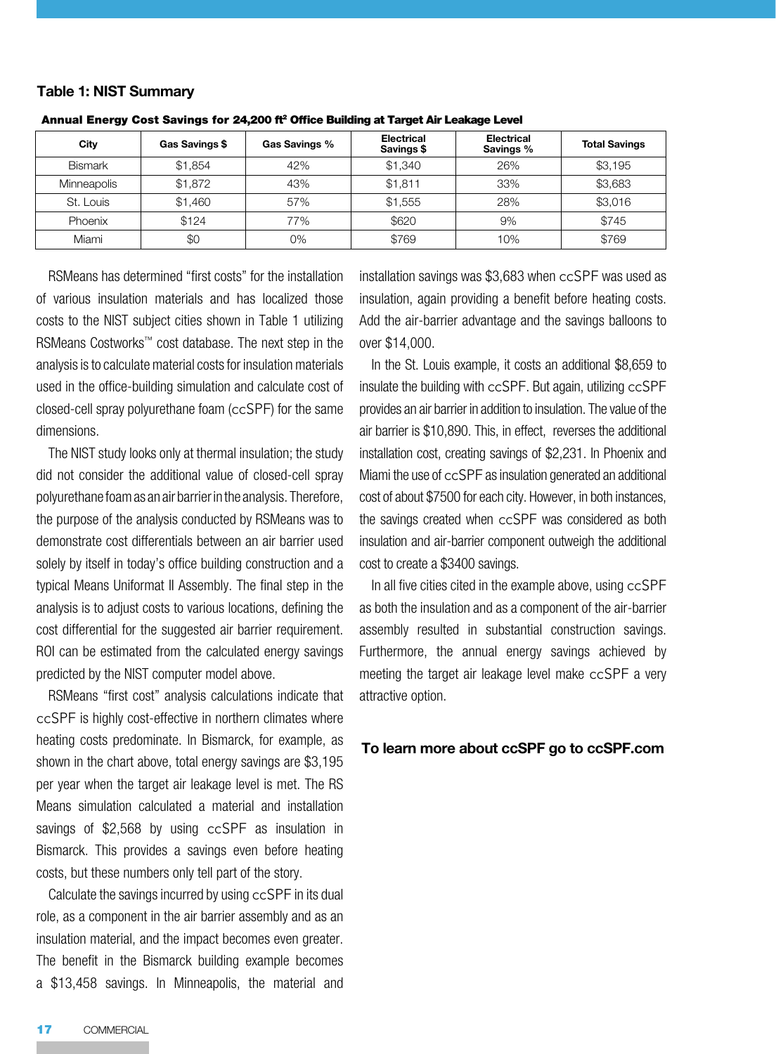### Table 1: NIST Summary

**Annual Energy Cost Savings for 24,200 ft² Office Building at Target Air Leakage Level**

| City | Gas Savings $ | Gas Savings % | Electrical Savings $ | Electrical Savings % | Total Savings |
|---|---|---|---|---|---|
| Bismark | $1,854 | 42% | $1,340 | 26% | $3,195 |
| Minneapolis | $1,872 | 43% | $1,811 | 33% | $3,683 |
| St. Louis | $1,460 | 57% | $1,555 | 28% | $3,016 |
| Phoenix | $124 | 77% | $620 | 9% | $745 |
| Miami | $0 | 0% | $769 | 10% | $769 |

RSMeans has determined "first costs" for the installation of various insulation materials and has localized those costs to the NIST subject cities shown in Table 1 utilizing RSMeans Costworks™ cost database. The next step in the analysis is to calculate material costs for insulation materials used in the office-building simulation and calculate cost of closed-cell spray polyurethane foam (ccSPF) for the same dimensions.

The NIST study looks only at thermal insulation; the study did not consider the additional value of closed-cell spray polyurethane foam as an air barrier in the analysis. Therefore, the purpose of the analysis conducted by RSMeans was to demonstrate cost differentials between an air barrier used solely by itself in today's office building construction and a typical Means Uniformat II Assembly. The final step in the analysis is to adjust costs to various locations, defining the cost differential for the suggested air barrier requirement. ROI can be estimated from the calculated energy savings predicted by the NIST computer model above.

RSMeans "first cost" analysis calculations indicate that ccSPF is highly cost-effective in northern climates where heating costs predominate. In Bismarck, for example, as shown in the chart above, total energy savings are $3,195 per year when the target air leakage level is met. The RS Means simulation calculated a material and installation savings of $2,568 by using ccSPF as insulation in Bismarck. This provides a savings even before heating costs, but these numbers only tell part of the story.

Calculate the savings incurred by using ccSPF in its dual role, as a component in the air barrier assembly and as an insulation material, and the impact becomes even greater. The benefit in the Bismarck building example becomes a $13,458 savings. In Minneapolis, the material and installation savings was $3,683 when ccSPF was used as insulation, again providing a benefit before heating costs. Add the air-barrier advantage and the savings balloons to over $14,000.

In the St. Louis example, it costs an additional $8,659 to insulate the building with ccSPF. But again, utilizing ccSPF provides an air barrier in addition to insulation. The value of the air barrier is $10,890. This, in effect, reverses the additional installation cost, creating savings of $2,231. In Phoenix and Miami the use of ccSPF as insulation generated an additional cost of about $7500 for each city. However, in both instances, the savings created when ccSPF was considered as both insulation and air-barrier component outweigh the additional cost to create a $3400 savings.

In all five cities cited in the example above, using ccSPF as both the insulation and as a component of the air-barrier assembly resulted in substantial construction savings. Furthermore, the annual energy savings achieved by meeting the target air leakage level make ccSPF a very attractive option.

**To learn more about ccSPF go to ccSPF.com**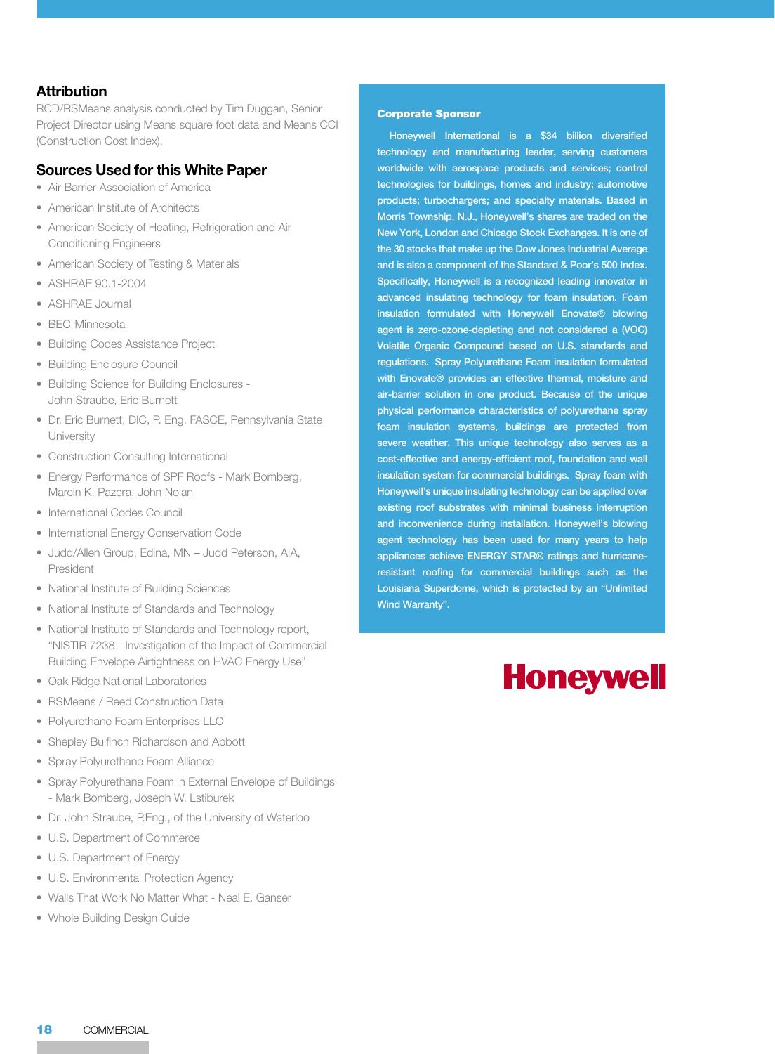## Attribution

RCD/RSMeans analysis conducted by Tim Duggan, Senior Project Director using Means square foot data and Means CCI (Construction Cost Index).

## Sources Used for this White Paper

- Air Barrier Association of America
- American Institute of Architects
- American Society of Heating, Refrigeration and Air Conditioning Engineers
- American Society of Testing & Materials
- ASHRAE 90.1-2004
- ASHRAE Journal
- BEC-Minnesota
- Building Codes Assistance Project
- Building Enclosure Council
- Building Science for Building Enclosures - John Straube, Eric Burnett
- Dr. Eric Burnett, DIC, P. Eng. FASCE, Pennsylvania State University
- Construction Consulting International
- Energy Performance of SPF Roofs - Mark Bomberg, Marcin K. Pazera, John Nolan
- International Codes Council
- International Energy Conservation Code
- Judd/Allen Group, Edina, MN – Judd Peterson, AIA, President
- National Institute of Building Sciences
- National Institute of Standards and Technology
- National Institute of Standards and Technology report, "NISTIR 7238 - Investigation of the Impact of Commercial Building Envelope Airtightness on HVAC Energy Use"
- Oak Ridge National Laboratories
- RSMeans / Reed Construction Data
- Polyurethane Foam Enterprises LLC
- Shepley Bulfinch Richardson and Abbott
- Spray Polyurethane Foam Alliance
- Spray Polyurethane Foam in External Envelope of Buildings - Mark Bomberg, Joseph W. Lstiburek
- Dr. John Straube, P.Eng., of the University of Waterloo
- U.S. Department of Commerce
- U.S. Department of Energy
- U.S. Environmental Protection Agency
- Walls That Work No Matter What - Neal E. Ganser
- Whole Building Design Guide

### Corporate Sponsor

Honeywell International is a $34 billion diversified technology and manufacturing leader, serving customers worldwide with aerospace products and services; control technologies for buildings, homes and industry; automotive products; turbochargers; and specialty materials. Based in Morris Township, N.J., Honeywell's shares are traded on the New York, London and Chicago Stock Exchanges. It is one of the 30 stocks that make up the Dow Jones Industrial Average and is also a component of the Standard & Poor's 500 Index. Specifically, Honeywell is a recognized leading innovator in advanced insulating technology for foam insulation. Foam insulation formulated with Honeywell Enovate® blowing agent is zero-ozone-depleting and not considered a (VOC) Volatile Organic Compound based on U.S. standards and regulations. Spray Polyurethane Foam insulation formulated with Enovate® provides an effective thermal, moisture and air-barrier solution in one product. Because of the unique physical performance characteristics of polyurethane spray foam insulation systems, buildings are protected from severe weather. This unique technology also serves as a cost-effective and energy-efficient roof, foundation and wall insulation system for commercial buildings. Spray foam with Honeywell's unique insulating technology can be applied over existing roof substrates with minimal business interruption and inconvenience during installation. Honeywell's blowing agent technology has been used for many years to help appliances achieve ENERGY STAR® ratings and hurricane-resistant roofing for commercial buildings such as the Louisiana Superdome, which is protected by an "Unlimited Wind Warranty".

Honeywell